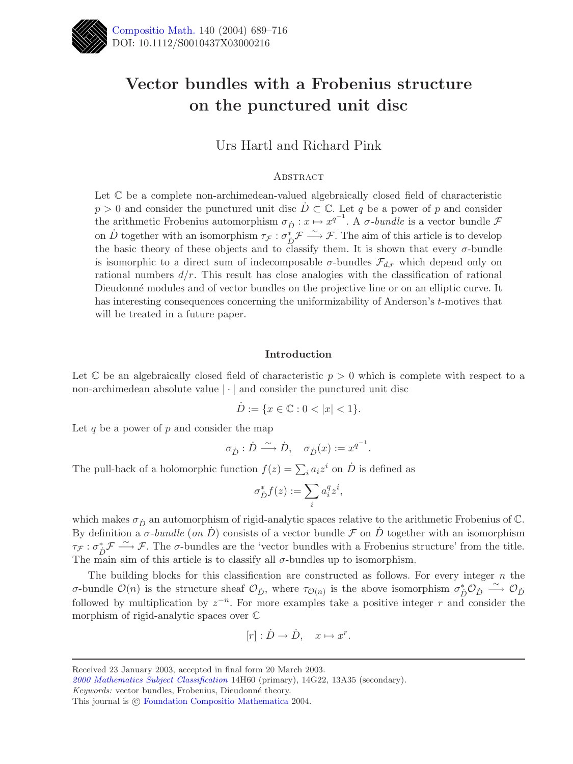# Vector bundles with a Frobenius structure on the punctured unit disc

Urs Hartl and Richard Pink

## Abstract

Let $\mathbb{C}$ be a complete non-archimedean-valued algebraically closed field of characteristic $p > 0$ and consider the punctured unit disc $\dot{D} \subset \mathbb{C}$. Let $q$ be a power of $p$ and consider the arithmetic Frobenius automorphism $\sigma_{\dot{D}} : x \mapsto x^{q^{-1}}$. A *σ-bundle* is a vector bundle $\mathcal{F}$ on $\dot{D}$ together with an isomorphism $\tau_{\mathcal{F}} : \sigma_{\dot{D}}^* \mathcal{F} \xrightarrow{\sim} \mathcal{F}$. The aim of this article is to develop the basic theory of these objects and to classify them. It is shown that every σ-bundle is isomorphic to a direct sum of indecomposable σ-bundles $\mathcal{F}_{d,r}$ which depend only on rational numbers $d/r$. This result has close analogies with the classification of rational Dieudonné modules and of vector bundles on the projective line or on an elliptic curve. It has interesting consequences concerning the uniformizability of Anderson's $t$-motives that will be treated in a future paper.

## Introduction

Let $\mathbb{C}$ be an algebraically closed field of characteristic $p > 0$ which is complete with respect to a non-archimedean absolute value $|\cdot|$ and consider the punctured unit disc

$$\dot{D} := \{x \in \mathbb{C} : 0 < |x| < 1\}.$$

Let $q$ be a power of $p$ and consider the map

$$\sigma_{\dot{D}} : \dot{D} \xrightarrow{\sim} \dot{D}, \quad \sigma_{\dot{D}}(x) := x^{q^{-1}}.$$

The pull-back of a holomorphic function $f(z) = \sum_i a_i z^i$ on $\dot{D}$ is defined as

$$\sigma_{\dot{D}}^* f(z) := \sum_i a_i^q z^i,$$

which makes $\sigma_{\dot{D}}$ an automorphism of rigid-analytic spaces relative to the arithmetic Frobenius of $\mathbb{C}$. By definition a *σ-bundle* (*on* $\dot{D}$) consists of a vector bundle $\mathcal{F}$ on $\dot{D}$ together with an isomorphism $\tau_{\mathcal{F}} : \sigma_{\dot{D}}^* \mathcal{F} \xrightarrow{\sim} \mathcal{F}$. The σ-bundles are the 'vector bundles with a Frobenius structure' from the title. The main aim of this article is to classify all σ-bundles up to isomorphism.

The building blocks for this classification are constructed as follows. For every integer $n$ the σ-bundle $\mathcal{O}(n)$ is the structure sheaf $\mathcal{O}_{\dot{D}}$, where $\tau_{\mathcal{O}(n)}$ is the above isomorphism $\sigma_{\dot{D}}^* \mathcal{O}_{\dot{D}} \xrightarrow{\sim} \mathcal{O}_{\dot{D}}$ followed by multiplication by $z^{-n}$. For more examples take a positive integer $r$ and consider the morphism of rigid-analytic spaces over $\mathbb{C}$

$$[r] : \dot{D} \to \dot{D}, \quad x \mapsto x^r.$$

Received 23 January 2003, accepted in final form 20 March 2003.
*2000 Mathematics Subject Classification* 14H60 (primary), 14G22, 13A35 (secondary).
*Keywords:* vector bundles, Frobenius, Dieudonné theory.
This journal is © Foundation Compositio Mathematica 2004.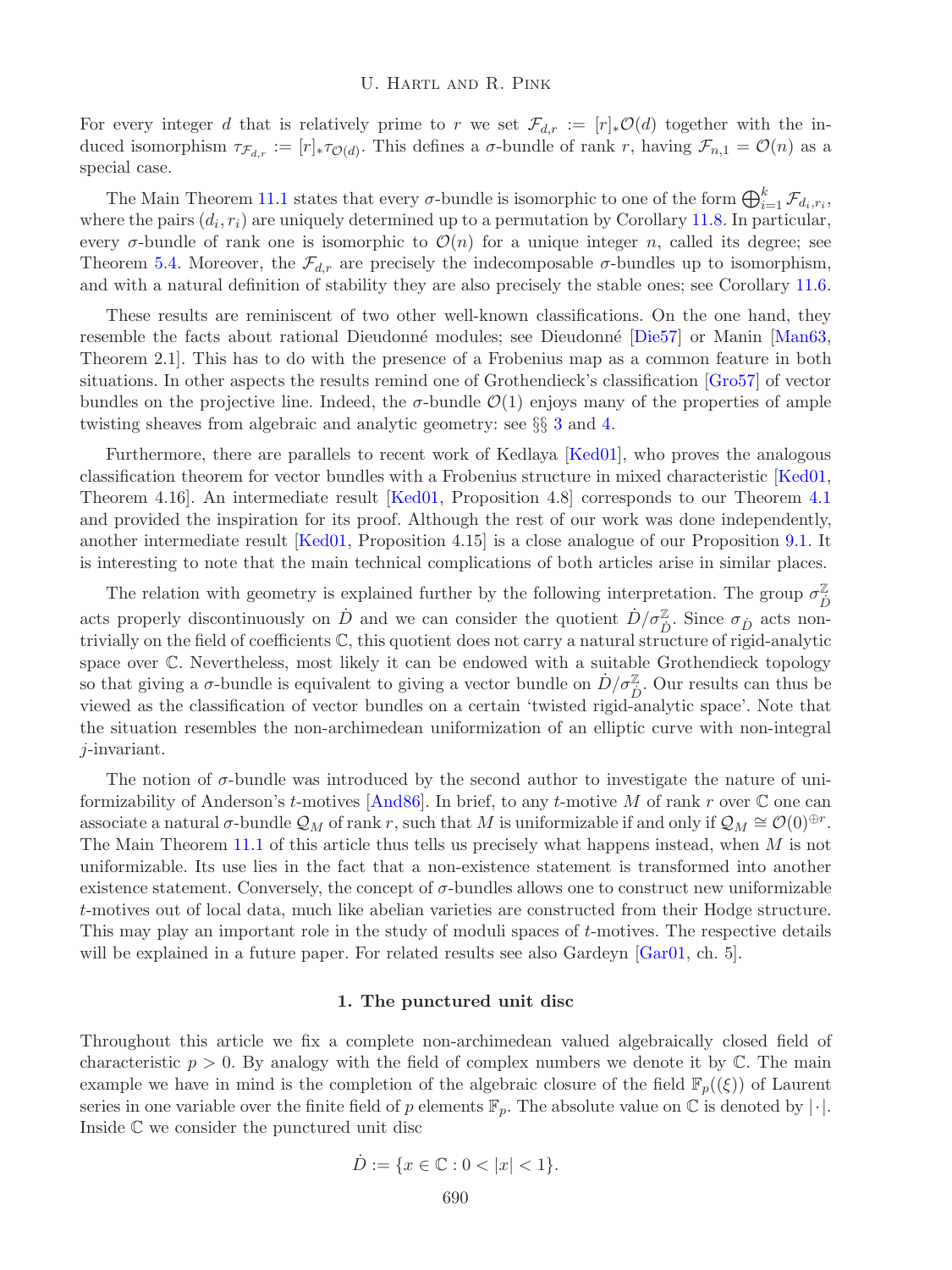For every integer $d$ that is relatively prime to $r$ we set $\mathcal{F}_{d,r} := [r]_*\mathcal{O}(d)$ together with the induced isomorphism $\tau_{\mathcal{F}_{d,r}} := [r]_*\tau_{\mathcal{O}(d)}$. This defines a $\sigma$-bundle of rank $r$, having $\mathcal{F}_{n,1} = \mathcal{O}(n)$ as a special case.

The Main Theorem 11.1 states that every $\sigma$-bundle is isomorphic to one of the form $\bigoplus_{i=1}^{k} \mathcal{F}_{d_i,r_i}$, where the pairs $(d_i, r_i)$ are uniquely determined up to a permutation by Corollary 11.8. In particular, every $\sigma$-bundle of rank one is isomorphic to $\mathcal{O}(n)$ for a unique integer $n$, called its degree; see Theorem 5.4. Moreover, the $\mathcal{F}_{d,r}$ are precisely the indecomposable $\sigma$-bundles up to isomorphism, and with a natural definition of stability they are also precisely the stable ones; see Corollary 11.6.

These results are reminiscent of two other well-known classifications. On the one hand, they resemble the facts about rational Dieudonné modules; see Dieudonné [Die57] or Manin [Man63, Theorem 2.1]. This has to do with the presence of a Frobenius map as a common feature in both situations. In other aspects the results remind one of Grothendieck's classification [Gro57] of vector bundles on the projective line. Indeed, the $\sigma$-bundle $\mathcal{O}(1)$ enjoys many of the properties of ample twisting sheaves from algebraic and analytic geometry: see §§ 3 and 4.

Furthermore, there are parallels to recent work of Kedlaya [Ked01], who proves the analogous classification theorem for vector bundles with a Frobenius structure in mixed characteristic [Ked01, Theorem 4.16]. An intermediate result [Ked01, Proposition 4.8] corresponds to our Theorem 4.1 and provided the inspiration for its proof. Although the rest of our work was done independently, another intermediate result [Ked01, Proposition 4.15] is a close analogue of our Proposition 9.1. It is interesting to note that the main technical complications of both articles arise in similar places.

The relation with geometry is explained further by the following interpretation. The group $\sigma_{\dot{D}}^{\mathbb{Z}}$ acts properly discontinuously on $\dot{D}$ and we can consider the quotient $\dot{D}/\sigma_{\dot{D}}^{\mathbb{Z}}$. Since $\sigma_{\dot{D}}$ acts non-trivially on the field of coefficients $\mathbb{C}$, this quotient does not carry a natural structure of rigid-analytic space over $\mathbb{C}$. Nevertheless, most likely it can be endowed with a suitable Grothendieck topology so that giving a $\sigma$-bundle is equivalent to giving a vector bundle on $\dot{D}/\sigma_{\dot{D}}^{\mathbb{Z}}$. Our results can thus be viewed as the classification of vector bundles on a certain 'twisted rigid-analytic space'. Note that the situation resembles the non-archimedean uniformization of an elliptic curve with non-integral $j$-invariant.

The notion of $\sigma$-bundle was introduced by the second author to investigate the nature of uniformizability of Anderson's $t$-motives [And86]. In brief, to any $t$-motive $M$ of rank $r$ over $\mathbb{C}$ one can associate a natural $\sigma$-bundle $\mathcal{Q}_M$ of rank $r$, such that $M$ is uniformizable if and only if $\mathcal{Q}_M \cong \mathcal{O}(0)^{\oplus r}$. The Main Theorem 11.1 of this article thus tells us precisely what happens instead, when $M$ is not uniformizable. Its use lies in the fact that a non-existence statement is transformed into another existence statement. Conversely, the concept of $\sigma$-bundles allows one to construct new uniformizable $t$-motives out of local data, much like abelian varieties are constructed from their Hodge structure. This may play an important role in the study of moduli spaces of $t$-motives. The respective details will be explained in a future paper. For related results see also Gardeyn [Gar01, ch. 5].

## 1. The punctured unit disc

Throughout this article we fix a complete non-archimedean valued algebraically closed field of characteristic $p > 0$. By analogy with the field of complex numbers we denote it by $\mathbb{C}$. The main example we have in mind is the completion of the algebraic closure of the field $\mathbb{F}_p((\xi))$ of Laurent series in one variable over the finite field of $p$ elements $\mathbb{F}_p$. The absolute value on $\mathbb{C}$ is denoted by $|\cdot|$. Inside $\mathbb{C}$ we consider the punctured unit disc

$$\dot{D} := \{x \in \mathbb{C} : 0 < |x| < 1\}.$$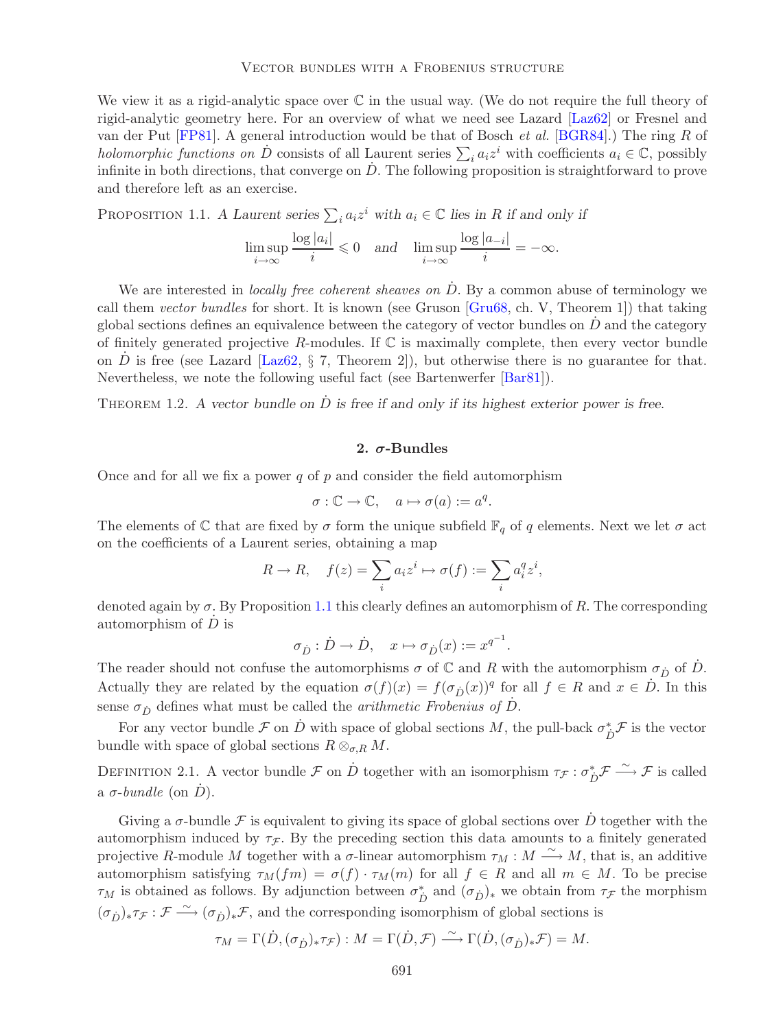We view it as a rigid-analytic space over $\mathbb{C}$ in the usual way. (We do not require the full theory of rigid-analytic geometry here. For an overview of what we need see Lazard [Laz62] or Fresnel and van der Put [FP81]. A general introduction would be that of Bosch *et al.* [BGR84].) The ring $R$ of *holomorphic functions on* $\dot{D}$ consists of all Laurent series $\sum_i a_i z^i$ with coefficients $a_i \in \mathbb{C}$, possibly infinite in both directions, that converge on $\dot{D}$. The following proposition is straightforward to prove and therefore left as an exercise.

Proposition 1.1. *A Laurent series $\sum_i a_i z^i$ with $a_i \in \mathbb{C}$ lies in $R$ if and only if*

$$\limsup_{i\to\infty} \frac{\log|a_i|}{i} \leqslant 0 \quad \textit{and} \quad \limsup_{i\to\infty} \frac{\log|a_{-i}|}{i} = -\infty.$$

We are interested in *locally free coherent sheaves on* $\dot{D}$. By a common abuse of terminology we call them *vector bundles* for short. It is known (see Gruson [Gru68, ch. V, Theorem 1]) that taking global sections defines an equivalence between the category of vector bundles on $\dot{D}$ and the category of finitely generated projective $R$-modules. If $\mathbb{C}$ is maximally complete, then every vector bundle on $\dot{D}$ is free (see Lazard [Laz62, § 7, Theorem 2]), but otherwise there is no guarantee for that. Nevertheless, we note the following useful fact (see Bartenwerfer [Bar81]).

Theorem 1.2. *A vector bundle on $\dot{D}$ is free if and only if its highest exterior power is free.*

## 2. $\sigma$-Bundles

Once and for all we fix a power $q$ of $p$ and consider the field automorphism

$$\sigma : \mathbb{C} \to \mathbb{C}, \quad a \mapsto \sigma(a) := a^q.$$

The elements of $\mathbb{C}$ that are fixed by $\sigma$ form the unique subfield $\mathbb{F}_q$ of $q$ elements. Next we let $\sigma$ act on the coefficients of a Laurent series, obtaining a map

$$R \to R, \quad f(z) = \sum_i a_i z^i \mapsto \sigma(f) := \sum_i a_i^q z^i,$$

denoted again by $\sigma$. By Proposition 1.1 this clearly defines an automorphism of $R$. The corresponding automorphism of $\dot{D}$ is

$$\sigma_{\dot{D}} : \dot{D} \to \dot{D}, \quad x \mapsto \sigma_{\dot{D}}(x) := x^{q^{-1}}.$$

The reader should not confuse the automorphisms $\sigma$ of $\mathbb{C}$ and $R$ with the automorphism $\sigma_{\dot{D}}$ of $\dot{D}$. Actually they are related by the equation $\sigma(f)(x) = f(\sigma_{\dot{D}}(x))^q$ for all $f \in R$ and $x \in \dot{D}$. In this sense $\sigma_{\dot{D}}$ defines what must be called the *arithmetic Frobenius of* $\dot{D}$.

For any vector bundle $\mathcal{F}$ on $\dot{D}$ with space of global sections $M$, the pull-back $\sigma_{\dot{D}}^*\mathcal{F}$ is the vector bundle with space of global sections $R \otimes_{\sigma,R} M$.

Definition 2.1. A vector bundle $\mathcal{F}$ on $\dot{D}$ together with an isomorphism $\tau_{\mathcal{F}} : \sigma_{\dot{D}}^*\mathcal{F} \xrightarrow{\sim} \mathcal{F}$ is called a *$\sigma$-bundle* (on $\dot{D}$).

Giving a $\sigma$-bundle $\mathcal{F}$ is equivalent to giving its space of global sections over $\dot{D}$ together with the automorphism induced by $\tau_{\mathcal{F}}$. By the preceding section this data amounts to a finitely generated projective $R$-module $M$ together with a $\sigma$-linear automorphism $\tau_M : M \xrightarrow{\sim} M$, that is, an additive automorphism satisfying $\tau_M(fm) = \sigma(f) \cdot \tau_M(m)$ for all $f \in R$ and all $m \in M$. To be precise $\tau_M$ is obtained as follows. By adjunction between $\sigma_{\dot{D}}^*$ and $(\sigma_{\dot{D}})_*$ we obtain from $\tau_{\mathcal{F}}$ the morphism $(\sigma_{\dot{D}})_*\tau_{\mathcal{F}} : \mathcal{F} \xrightarrow{\sim} (\sigma_{\dot{D}})_*\mathcal{F}$, and the corresponding isomorphism of global sections is

$$\tau_M = \Gamma(\dot{D}, (\sigma_{\dot{D}})_*\tau_{\mathcal{F}}) : M = \Gamma(\dot{D}, \mathcal{F}) \xrightarrow{\sim} \Gamma(\dot{D}, (\sigma_{\dot{D}})_*\mathcal{F}) = M.$$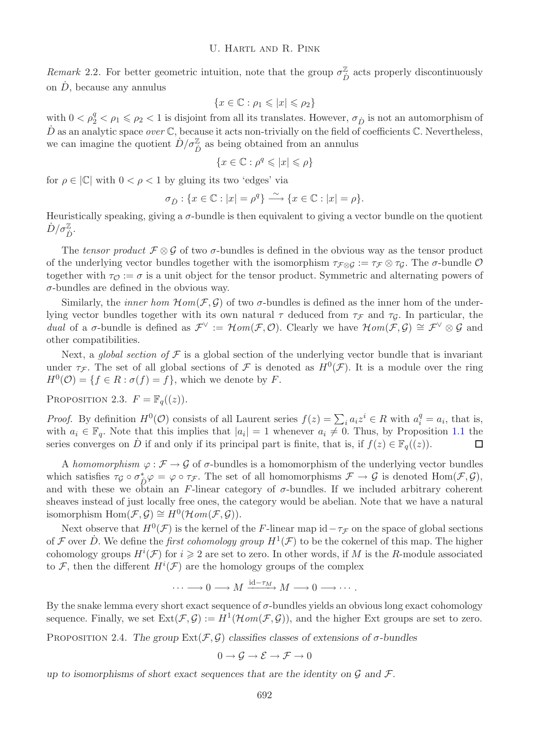*Remark* 2.2. For better geometric intuition, note that the group $\sigma_{\dot{D}}^{\mathbb{Z}}$ acts properly discontinuously on $\dot{D}$, because any annulus

$$\{x \in \mathbb{C} : \rho_1 \leqslant |x| \leqslant \rho_2\}$$

with $0 < \rho_2^q < \rho_1 \leqslant \rho_2 < 1$ is disjoint from all its translates. However, $\sigma_{\dot{D}}$ is not an automorphism of $\dot{D}$ as an analytic space *over* $\mathbb{C}$, because it acts non-trivially on the field of coefficients $\mathbb{C}$. Nevertheless, we can imagine the quotient $\dot{D}/\sigma_{\dot{D}}^{\mathbb{Z}}$ as being obtained from an annulus

$$\{x \in \mathbb{C} : \rho^q \leqslant |x| \leqslant \rho\}$$

for $\rho \in |\mathbb{C}|$ with $0 < \rho < 1$ by gluing its two 'edges' via

$$\sigma_{\dot{D}} : \{x \in \mathbb{C} : |x| = \rho^q\} \xrightarrow{\sim} \{x \in \mathbb{C} : |x| = \rho\}.$$

Heuristically speaking, giving a $\sigma$-bundle is then equivalent to giving a vector bundle on the quotient $\dot{D}/\sigma_{\dot{D}}^{\mathbb{Z}}$.

The *tensor product* $\mathcal{F} \otimes \mathcal{G}$ of two $\sigma$-bundles is defined in the obvious way as the tensor product of the underlying vector bundles together with the isomorphism $\tau_{\mathcal{F}\otimes\mathcal{G}} := \tau_{\mathcal{F}} \otimes \tau_{\mathcal{G}}$. The $\sigma$-bundle $\mathcal{O}$ together with $\tau_{\mathcal{O}} := \sigma$ is a unit object for the tensor product. Symmetric and alternating powers of $\sigma$-bundles are defined in the obvious way.

Similarly, the *inner hom* $\mathcal{H}om(\mathcal{F}, \mathcal{G})$ of two $\sigma$-bundles is defined as the inner hom of the underlying vector bundles together with its own natural $\tau$ deduced from $\tau_{\mathcal{F}}$ and $\tau_{\mathcal{G}}$. In particular, the *dual* of a $\sigma$-bundle is defined as $\mathcal{F}^\vee := \mathcal{H}om(\mathcal{F}, \mathcal{O})$. Clearly we have $\mathcal{H}om(\mathcal{F}, \mathcal{G}) \cong \mathcal{F}^\vee \otimes \mathcal{G}$ and other compatibilities.

Next, a *global section of* $\mathcal{F}$ is a global section of the underlying vector bundle that is invariant under $\tau_{\mathcal{F}}$. The set of all global sections of $\mathcal{F}$ is denoted as $H^0(\mathcal{F})$. It is a module over the ring $H^0(\mathcal{O}) = \{f \in R : \sigma(f) = f\}$, which we denote by $F$.

Proposition 2.3. $F = \mathbb{F}_q((z))$.

*Proof.* By definition $H^0(\mathcal{O})$ consists of all Laurent series $f(z) = \sum_i a_i z^i \in R$ with $a_i^q = a_i$, that is, with $a_i \in \mathbb{F}_q$. Note that this implies that $|a_i| = 1$ whenever $a_i \neq 0$. Thus, by Proposition 1.1 the series converges on $\dot{D}$ if and only if its principal part is finite, that is, if $f(z) \in \mathbb{F}_q((z))$. □

A *homomorphism* $\varphi : \mathcal{F} \to \mathcal{G}$ of $\sigma$-bundles is a homomorphism of the underlying vector bundles which satisfies $\tau_{\mathcal{G}} \circ \sigma_{\dot{D}}^* \varphi = \varphi \circ \tau_{\mathcal{F}}$. The set of all homomorphisms $\mathcal{F} \to \mathcal{G}$ is denoted $\mathrm{Hom}(\mathcal{F}, \mathcal{G})$, and with these we obtain an $F$-linear category of $\sigma$-bundles. If we included arbitrary coherent sheaves instead of just locally free ones, the category would be abelian. Note that we have a natural isomorphism $\mathrm{Hom}(\mathcal{F}, \mathcal{G}) \cong H^0(\mathcal{H}om(\mathcal{F}, \mathcal{G}))$.

Next observe that $H^0(\mathcal{F})$ is the kernel of the $F$-linear map $\mathrm{id} - \tau_{\mathcal{F}}$ on the space of global sections of $\mathcal{F}$ over $\dot{D}$. We define the *first cohomology group* $H^1(\mathcal{F})$ to be the cokernel of this map. The higher cohomology groups $H^i(\mathcal{F})$ for $i \geqslant 2$ are set to zero. In other words, if $M$ is the $R$-module associated to $\mathcal{F}$, then the different $H^i(\mathcal{F})$ are the homology groups of the complex

$$\cdots \longrightarrow 0 \longrightarrow M \xrightarrow{\mathrm{id} - \tau_M} M \longrightarrow 0 \longrightarrow \cdots.$$

By the snake lemma every short exact sequence of $\sigma$-bundles yields an obvious long exact cohomology sequence. Finally, we set $\mathrm{Ext}(\mathcal{F}, \mathcal{G}) := H^1(\mathcal{H}om(\mathcal{F}, \mathcal{G}))$, and the higher Ext groups are set to zero.

Proposition 2.4. *The group* $\mathrm{Ext}(\mathcal{F}, \mathcal{G})$ *classifies classes of extensions of $\sigma$-bundles*

$$0 \to \mathcal{G} \to \mathcal{E} \to \mathcal{F} \to 0$$

*up to isomorphisms of short exact sequences that are the identity on $\mathcal{G}$ and $\mathcal{F}$.*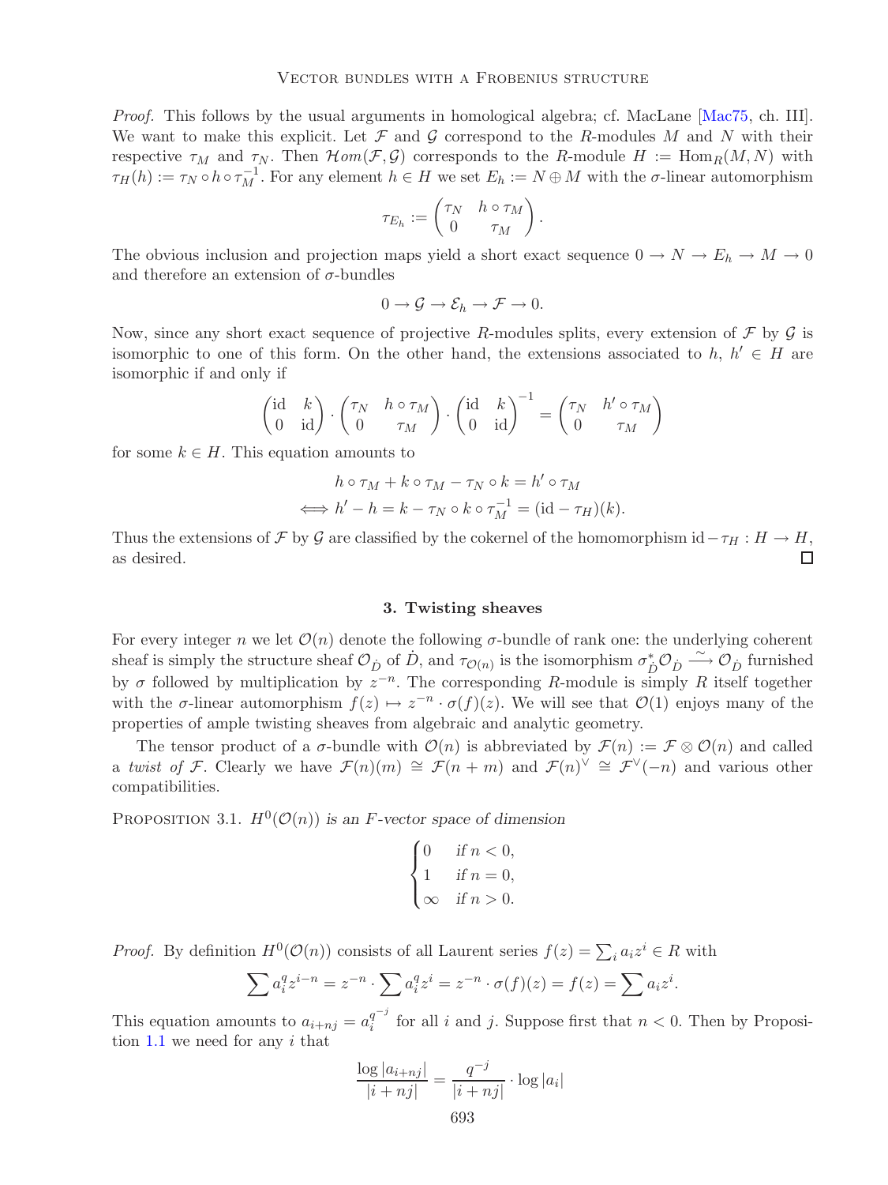*Proof.* This follows by the usual arguments in homological algebra; cf. MacLane [Mac75, ch. III]. We want to make this explicit. Let $\mathcal{F}$ and $\mathcal{G}$ correspond to the $R$-modules $M$ and $N$ with their respective $\tau_M$ and $\tau_N$. Then $\mathcal{H}om(\mathcal{F},\mathcal{G})$ corresponds to the $R$-module $H := \mathrm{Hom}_R(M,N)$ with $\tau_H(h) := \tau_N \circ h \circ \tau_M^{-1}$. For any element $h \in H$ we set $E_h := N \oplus M$ with the $\sigma$-linear automorphism

$$\tau_{E_h} := \begin{pmatrix} \tau_N & h \circ \tau_M \\ 0 & \tau_M \end{pmatrix}.$$

The obvious inclusion and projection maps yield a short exact sequence $0 \to N \to E_h \to M \to 0$ and therefore an extension of $\sigma$-bundles

$$0 \to \mathcal{G} \to \mathcal{E}_h \to \mathcal{F} \to 0.$$

Now, since any short exact sequence of projective $R$-modules splits, every extension of $\mathcal{F}$ by $\mathcal{G}$ is isomorphic to one of this form. On the other hand, the extensions associated to $h$, $h' \in H$ are isomorphic if and only if

$$\begin{pmatrix} \mathrm{id} & k \\ 0 & \mathrm{id} \end{pmatrix} \cdot \begin{pmatrix} \tau_N & h \circ \tau_M \\ 0 & \tau_M \end{pmatrix} \cdot \begin{pmatrix} \mathrm{id} & k \\ 0 & \mathrm{id} \end{pmatrix}^{-1} = \begin{pmatrix} \tau_N & h' \circ \tau_M \\ 0 & \tau_M \end{pmatrix}$$

for some $k \in H$. This equation amounts to

$$\begin{aligned} h \circ \tau_M + k \circ \tau_M - \tau_N \circ k &= h' \circ \tau_M \\ \Longleftrightarrow h' - h = k - \tau_N \circ k \circ \tau_M^{-1} &= (\mathrm{id} - \tau_H)(k). \end{aligned}$$

Thus the extensions of $\mathcal{F}$ by $\mathcal{G}$ are classified by the cokernel of the homomorphism $\mathrm{id} - \tau_H : H \to H$, as desired. ∎

## 3. Twisting sheaves

For every integer $n$ we let $\mathcal{O}(n)$ denote the following $\sigma$-bundle of rank one: the underlying coherent sheaf is simply the structure sheaf $\mathcal{O}_{\dot{D}}$ of $\dot{D}$, and $\tau_{\mathcal{O}(n)}$ is the isomorphism $\sigma_{\dot{D}}^*\mathcal{O}_{\dot{D}} \xrightarrow{\sim} \mathcal{O}_{\dot{D}}$ furnished by $\sigma$ followed by multiplication by $z^{-n}$. The corresponding $R$-module is simply $R$ itself together with the $\sigma$-linear automorphism $f(z) \mapsto z^{-n} \cdot \sigma(f)(z)$. We will see that $\mathcal{O}(1)$ enjoys many of the properties of ample twisting sheaves from algebraic and analytic geometry.

The tensor product of a $\sigma$-bundle with $\mathcal{O}(n)$ is abbreviated by $\mathcal{F}(n) := \mathcal{F} \otimes \mathcal{O}(n)$ and called a *twist of* $\mathcal{F}$. Clearly we have $\mathcal{F}(n)(m) \cong \mathcal{F}(n+m)$ and $\mathcal{F}(n)^\vee \cong \mathcal{F}^\vee(-n)$ and various other compatibilities.

Proposition 3.1. *$H^0(\mathcal{O}(n))$ is an $F$-vector space of dimension*

$$\begin{cases} 0 & \text{if } n < 0, \\ 1 & \text{if } n = 0, \\ \infty & \text{if } n > 0. \end{cases}$$

*Proof.* By definition $H^0(\mathcal{O}(n))$ consists of all Laurent series $f(z) = \sum_i a_i z^i \in R$ with

$$\sum a_i^q z^{i-n} = z^{-n} \cdot \sum a_i^q z^i = z^{-n} \cdot \sigma(f)(z) = f(z) = \sum a_i z^i.$$

This equation amounts to $a_{i+nj} = a_i^{q^{-j}}$ for all $i$ and $j$. Suppose first that $n < 0$. Then by Proposition 1.1 we need for any $i$ that

$$\frac{\log|a_{i+nj}|}{|i+nj|} = \frac{q^{-j}}{|i+nj|} \cdot \log|a_i|$$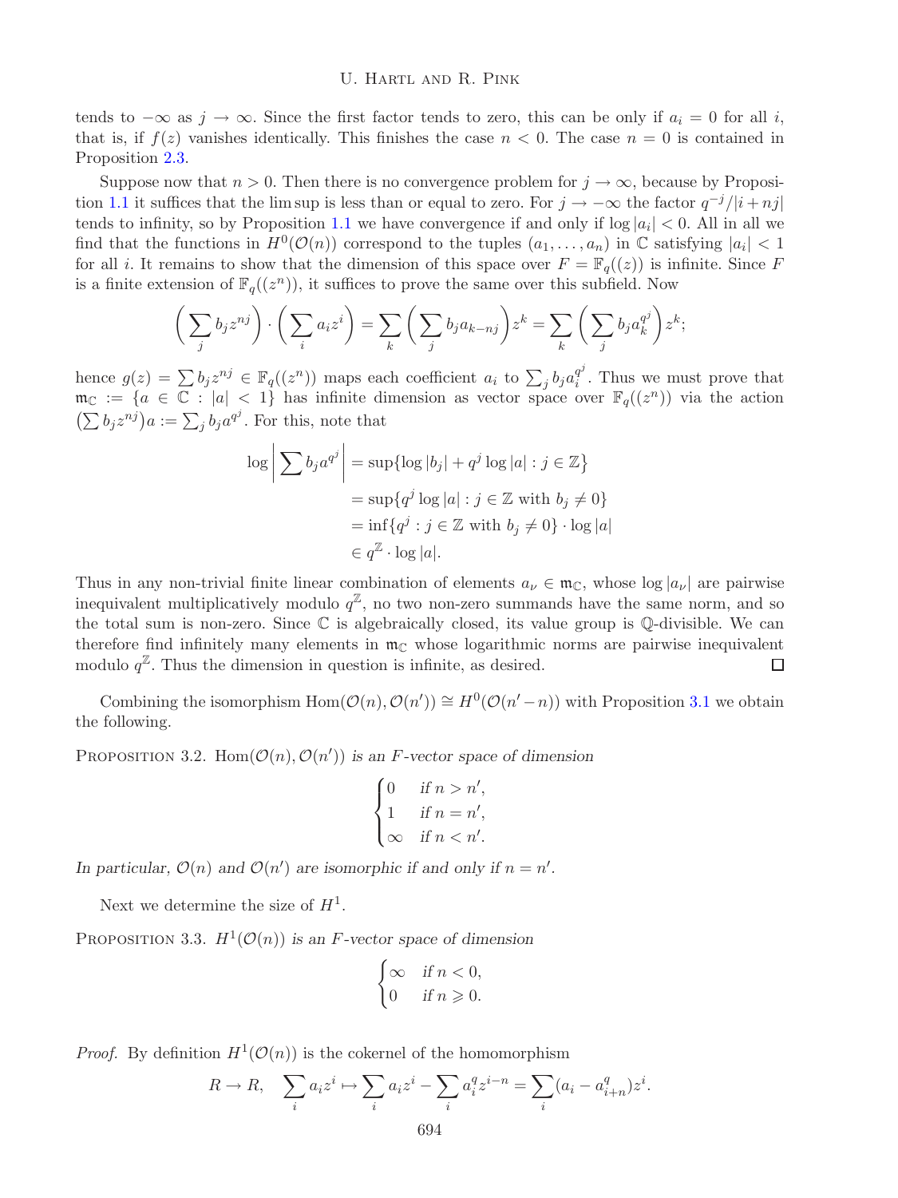tends to $-\infty$ as $j \to \infty$. Since the first factor tends to zero, this can be only if $a_i = 0$ for all $i$, that is, if $f(z)$ vanishes identically. This finishes the case $n < 0$. The case $n = 0$ is contained in Proposition 2.3.

Suppose now that $n > 0$. Then there is no convergence problem for $j \to \infty$, because by Proposition 1.1 it suffices that the lim sup is less than or equal to zero. For $j \to -\infty$ the factor $q^{-j}/|i + nj|$ tends to infinity, so by Proposition 1.1 we have convergence if and only if $\log |a_i| < 0$. All in all we find that the functions in $H^0(\mathcal{O}(n))$ correspond to the tuples $(a_1, \ldots, a_n)$ in $\mathbb{C}$ satisfying $|a_i| < 1$ for all $i$. It remains to show that the dimension of this space over $F = \mathbb{F}_q((z))$ is infinite. Since $F$ is a finite extension of $\mathbb{F}_q((z^n))$, it suffices to prove the same over this subfield. Now

$$\Big( \sum_j b_j z^{nj} \Big) \cdot \Big( \sum_i a_i z^i \Big) = \sum_k \Big( \sum_j b_j a_{k-nj} \Big) z^k = \sum_k \Big( \sum_j b_j a_k^{q^j} \Big) z^k;$$

hence $g(z) = \sum b_j z^{nj} \in \mathbb{F}_q((z^n))$ maps each coefficient $a_i$ to $\sum_j b_j a_i^{q^j}$. Thus we must prove that $\mathfrak{m}_{\mathbb{C}} := \{a \in \mathbb{C} : |a| < 1\}$ has infinite dimension as vector space over $\mathbb{F}_q((z^n))$ via the action $\big(\sum b_j z^{nj}\big) a := \sum_j b_j a^{q^j}$. For this, note that

$$\begin{aligned}
\log \Big| \sum b_j a^{q^j} \Big| &= \sup\{\log |b_j| + q^j \log |a| : j \in \mathbb{Z}\} \\
&= \sup\{q^j \log |a| : j \in \mathbb{Z} \text{ with } b_j \neq 0\} \\
&= \inf\{q^j : j \in \mathbb{Z} \text{ with } b_j \neq 0\} \cdot \log |a| \\
&\in q^{\mathbb{Z}} \cdot \log |a|.
\end{aligned}$$

Thus in any non-trivial finite linear combination of elements $a_\nu \in \mathfrak{m}_{\mathbb{C}}$, whose $\log |a_\nu|$ are pairwise inequivalent multiplicatively modulo $q^{\mathbb{Z}}$, no two non-zero summands have the same norm, and so the total sum is non-zero. Since $\mathbb{C}$ is algebraically closed, its value group is $\mathbb{Q}$-divisible. We can therefore find infinitely many elements in $\mathfrak{m}_{\mathbb{C}}$ whose logarithmic norms are pairwise inequivalent modulo $q^{\mathbb{Z}}$. Thus the dimension in question is infinite, as desired. ∎

Combining the isomorphism $\operatorname{Hom}(\mathcal{O}(n), \mathcal{O}(n')) \cong H^0(\mathcal{O}(n' - n))$ with Proposition 3.1 we obtain the following.

Proposition 3.2. *$\operatorname{Hom}(\mathcal{O}(n), \mathcal{O}(n'))$ is an $F$-vector space of dimension*

$$\begin{cases} 0 & \text{if } n > n', \\ 1 & \text{if } n = n', \\ \infty & \text{if } n < n'. \end{cases}$$

*In particular, $\mathcal{O}(n)$ and $\mathcal{O}(n')$ are isomorphic if and only if $n = n'$.*

Next we determine the size of $H^1$.

Proposition 3.3. *$H^1(\mathcal{O}(n))$ is an $F$-vector space of dimension*

$$\begin{cases} \infty & \text{if } n < 0, \\ 0 & \text{if } n \geqslant 0. \end{cases}$$

*Proof.* By definition $H^1(\mathcal{O}(n))$ is the cokernel of the homomorphism

$$R \to R, \quad \sum_i a_i z^i \mapsto \sum_i a_i z^i - \sum_i a_i^q z^{i-n} = \sum_i (a_i - a_{i+n}^q) z^i.$$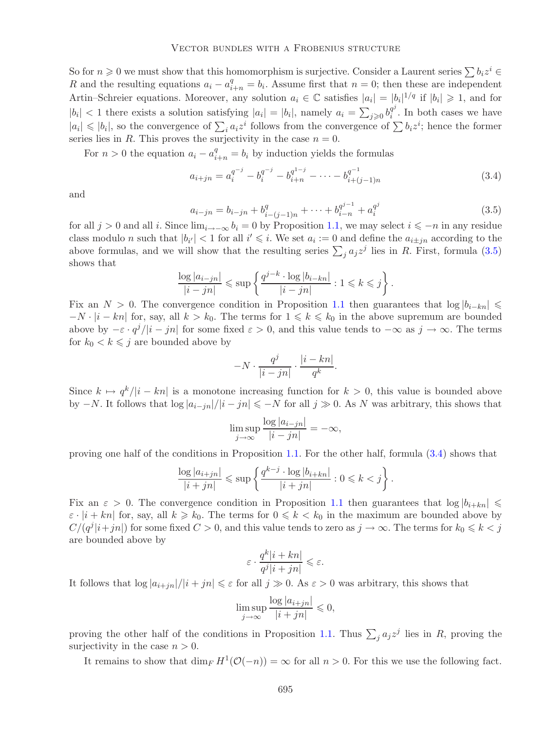So for $n \geqslant 0$ we must show that this homomorphism is surjective. Consider a Laurent series $\sum b_i z^i \in R$ and the resulting equations $a_i - a_{i+n}^q = b_i$. Assume first that $n = 0$; then these are independent Artin–Schreier equations. Moreover, any solution $a_i \in \mathbb{C}$ satisfies $|a_i| = |b_i|^{1/q}$ if $|b_i| \geqslant 1$, and for $|b_i| < 1$ there exists a solution satisfying $|a_i| = |b_i|$, namely $a_i = \sum_{j\geqslant 0} b_i^{q^j}$. In both cases we have $|a_i| \leqslant |b_i|$, so the convergence of $\sum_i a_i z^i$ follows from the convergence of $\sum b_i z^i$; hence the former series lies in $R$. This proves the surjectivity in the case $n = 0$.

For $n > 0$ the equation $a_i - a_{i+n}^q = b_i$ by induction yields the formulas

$$a_{i+jn} = a_i^{q^{-j}} - b_i^{q^{-j}} - b_{i+n}^{q^{1-j}} - \cdots - b_{i+(j-1)n}^{q^{-1}} \tag{3.4}$$

and

$$a_{i-jn} = b_{i-jn} + b_{i-(j-1)n}^{q} + \cdots + b_{i-n}^{q^{j-1}} + a_i^{q^j} \tag{3.5}$$

for all $j > 0$ and all $i$. Since $\lim_{i\to-\infty} b_i = 0$ by Proposition 1.1, we may select $i \leqslant -n$ in any residue class modulo $n$ such that $|b_{i'}| < 1$ for all $i' \leqslant i$. We set $a_i := 0$ and define the $a_{i\pm jn}$ according to the above formulas, and we will show that the resulting series $\sum_j a_j z^j$ lies in $R$. First, formula (3.5) shows that

$$\frac{\log|a_{i-jn}|}{|i-jn|} \leqslant \sup\left\{\frac{q^{j-k}\cdot \log|b_{i-kn}|}{|i-jn|} : 1 \leqslant k \leqslant j\right\}.$$

Fix an $N > 0$. The convergence condition in Proposition 1.1 then guarantees that $\log|b_{i-kn}| \leqslant -N \cdot |i-kn|$ for, say, all $k > k_0$. The terms for $1 \leqslant k \leqslant k_0$ in the above supremum are bounded above by $-\varepsilon \cdot q^j/|i-jn|$ for some fixed $\varepsilon > 0$, and this value tends to $-\infty$ as $j \to \infty$. The terms for $k_0 < k \leqslant j$ are bounded above by

$$-N \cdot \frac{q^j}{|i-jn|} \cdot \frac{|i-kn|}{q^k}.$$

Since $k \mapsto q^k/|i-kn|$ is a monotone increasing function for $k > 0$, this value is bounded above by $-N$. It follows that $\log|a_{i-jn}|/|i-jn| \leqslant -N$ for all $j \gg 0$. As $N$ was arbitrary, this shows that

$$\limsup_{j\to\infty} \frac{\log|a_{i-jn}|}{|i-jn|} = -\infty,$$

proving one half of the conditions in Proposition 1.1. For the other half, formula (3.4) shows that

$$\frac{\log|a_{i+jn}|}{|i+jn|} \leqslant \sup\left\{\frac{q^{k-j}\cdot \log|b_{i+kn}|}{|i+jn|} : 0 \leqslant k < j\right\}.$$

Fix an $\varepsilon > 0$. The convergence condition in Proposition 1.1 then guarantees that $\log|b_{i+kn}| \leqslant \varepsilon \cdot |i+kn|$ for, say, all $k \geqslant k_0$. The terms for $0 \leqslant k < k_0$ in the maximum are bounded above by $C/(q^j|i+jn|)$ for some fixed $C > 0$, and this value tends to zero as $j \to \infty$. The terms for $k_0 \leqslant k < j$ are bounded above by

$$\varepsilon \cdot \frac{q^k|i+kn|}{q^j|i+jn|} \leqslant \varepsilon.$$

It follows that $\log|a_{i+jn}|/|i+jn| \leqslant \varepsilon$ for all $j \gg 0$. As $\varepsilon > 0$ was arbitrary, this shows that

$$\limsup_{j\to\infty} \frac{\log|a_{i+jn}|}{|i+jn|} \leqslant 0,$$

proving the other half of the conditions in Proposition 1.1. Thus $\sum_j a_j z^j$ lies in $R$, proving the surjectivity in the case $n > 0$.

It remains to show that $\dim_F H^1(\mathcal{O}(-n)) = \infty$ for all $n > 0$. For this we use the following fact.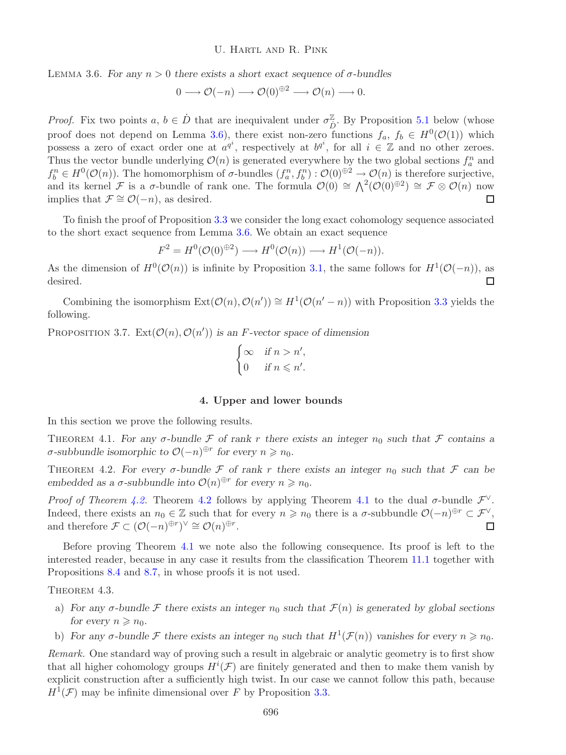LEMMA 3.6. *For any $n > 0$ there exists a short exact sequence of $\sigma$-bundles*

$$0 \longrightarrow \mathcal{O}(-n) \longrightarrow \mathcal{O}(0)^{\oplus 2} \longrightarrow \mathcal{O}(n) \longrightarrow 0.$$

*Proof.* Fix two points $a, b \in \dot{D}$ that are inequivalent under $\sigma_{\dot{D}}^{\mathbb{Z}}$. By Proposition 5.1 below (whose proof does not depend on Lemma 3.6), there exist non-zero functions $f_a, f_b \in H^0(\mathcal{O}(1))$ which possess a zero of exact order one at $a^{q^i}$, respectively at $b^{q^i}$, for all $i \in \mathbb{Z}$ and no other zeroes. Thus the vector bundle underlying $\mathcal{O}(n)$ is generated everywhere by the two global sections $f_a^n$ and $f_b^n \in H^0(\mathcal{O}(n))$. The homomorphism of $\sigma$-bundles $(f_a^n, f_b^n) : \mathcal{O}(0)^{\oplus 2} \to \mathcal{O}(n)$ is therefore surjective, and its kernel $\mathcal{F}$ is a $\sigma$-bundle of rank one. The formula $\mathcal{O}(0) \cong \bigwedge^2(\mathcal{O}(0)^{\oplus 2}) \cong \mathcal{F} \otimes \mathcal{O}(n)$ now implies that $\mathcal{F} \cong \mathcal{O}(-n)$, as desired. □

To finish the proof of Proposition 3.3 we consider the long exact cohomology sequence associated to the short exact sequence from Lemma 3.6. We obtain an exact sequence

$$F^2 = H^0(\mathcal{O}(0)^{\oplus 2}) \longrightarrow H^0(\mathcal{O}(n)) \longrightarrow H^1(\mathcal{O}(-n)).$$

As the dimension of $H^0(\mathcal{O}(n))$ is infinite by Proposition 3.1, the same follows for $H^1(\mathcal{O}(-n))$, as desired. □

Combining the isomorphism $\operatorname{Ext}(\mathcal{O}(n), \mathcal{O}(n')) \cong H^1(\mathcal{O}(n'-n))$ with Proposition 3.3 yields the following.

PROPOSITION 3.7. *$\operatorname{Ext}(\mathcal{O}(n), \mathcal{O}(n'))$ is an $F$-vector space of dimension*

$$\begin{cases} \infty & \text{if } n > n', \\ 0 & \text{if } n \leqslant n'. \end{cases}$$

## 4. Upper and lower bounds

In this section we prove the following results.

THEOREM 4.1. *For any $\sigma$-bundle $\mathcal{F}$ of rank $r$ there exists an integer $n_0$ such that $\mathcal{F}$ contains a $\sigma$-subbundle isomorphic to $\mathcal{O}(-n)^{\oplus r}$ for every $n \geqslant n_0$.*

THEOREM 4.2. *For every $\sigma$-bundle $\mathcal{F}$ of rank $r$ there exists an integer $n_0$ such that $\mathcal{F}$ can be embedded as a $\sigma$-subbundle into $\mathcal{O}(n)^{\oplus r}$ for every $n \geqslant n_0$.*

*Proof of Theorem 4.2.* Theorem 4.2 follows by applying Theorem 4.1 to the dual $\sigma$-bundle $\mathcal{F}^\vee$. Indeed, there exists an $n_0 \in \mathbb{Z}$ such that for every $n \geqslant n_0$ there is a $\sigma$-subbundle $\mathcal{O}(-n)^{\oplus r} \subset \mathcal{F}^\vee$, and therefore $\mathcal{F} \subset (\mathcal{O}(-n)^{\oplus r})^\vee \cong \mathcal{O}(n)^{\oplus r}$. □

Before proving Theorem 4.1 we note also the following consequence. Its proof is left to the interested reader, because in any case it results from the classification Theorem 11.1 together with Propositions 8.4 and 8.7, in whose proofs it is not used.

THEOREM 4.3.

a) *For any $\sigma$-bundle $\mathcal{F}$ there exists an integer $n_0$ such that $\mathcal{F}(n)$ is generated by global sections for every $n \geqslant n_0$.*

b) *For any $\sigma$-bundle $\mathcal{F}$ there exists an integer $n_0$ such that $H^1(\mathcal{F}(n))$ vanishes for every $n \geqslant n_0$.*

*Remark.* One standard way of proving such a result in algebraic or analytic geometry is to first show that all higher cohomology groups $H^i(\mathcal{F})$ are finitely generated and then to make them vanish by explicit construction after a sufficiently high twist. In our case we cannot follow this path, because $H^1(\mathcal{F})$ may be infinite dimensional over $F$ by Proposition 3.3.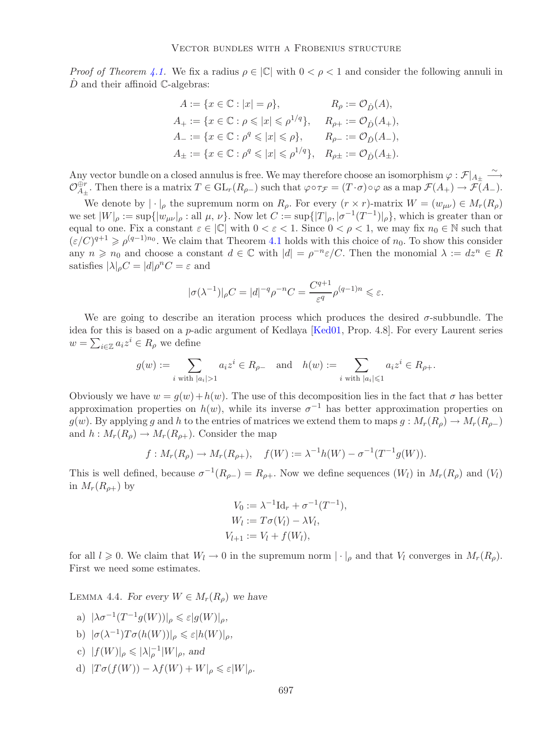*Proof of Theorem 4.1.* We fix a radius $\rho \in |\mathbb{C}|$ with $0 < \rho < 1$ and consider the following annuli in $\dot{D}$ and their affinoid $\mathbb{C}$-algebras:

$$\begin{aligned}
A &:= \{x \in \mathbb{C} : |x| = \rho\}, & R_\rho &:= \mathcal{O}_{\dot{D}}(A),\\
A_+ &:= \{x \in \mathbb{C} : \rho \leqslant |x| \leqslant \rho^{1/q}\}, & R_{\rho+} &:= \mathcal{O}_{\dot{D}}(A_+),\\
A_- &:= \{x \in \mathbb{C} : \rho^q \leqslant |x| \leqslant \rho\}, & R_{\rho-} &:= \mathcal{O}_{\dot{D}}(A_-),\\
A_\pm &:= \{x \in \mathbb{C} : \rho^q \leqslant |x| \leqslant \rho^{1/q}\}, & R_{\rho\pm} &:= \mathcal{O}_{\dot{D}}(A_\pm).
\end{aligned}$$

Any vector bundle on a closed annulus is free. We may therefore choose an isomorphism $\varphi : \mathcal{F}|_{A_\pm} \xrightarrow{\sim} \mathcal{O}_{A_\pm}^{\oplus r}$. Then there is a matrix $T \in \mathrm{GL}_r(R_{\rho-})$ such that $\varphi \circ \tau_{\mathcal{F}} = (T \cdot \sigma) \circ \varphi$ as a map $\mathcal{F}(A_+) \to \mathcal{F}(A_-)$.

We denote by $|\cdot|_\rho$ the supremum norm on $R_\rho$. For every $(r \times r)$-matrix $W = (w_{\mu\nu}) \in M_r(R_\rho)$ we set $|W|_\rho := \sup\{|w_{\mu\nu}|_\rho : \text{all } \mu, \nu\}$. Now let $C := \sup\{|T|_\rho, |\sigma^{-1}(T^{-1})|_\rho\}$, which is greater than or equal to one. Fix a constant $\varepsilon \in |\mathbb{C}|$ with $0 < \varepsilon < 1$. Since $0 < \rho < 1$, we may fix $n_0 \in \mathbb{N}$ such that $(\varepsilon/C)^{q+1} \geqslant \rho^{(q-1)n_0}$. We claim that Theorem 4.1 holds with this choice of $n_0$. To show this consider any $n \geqslant n_0$ and choose a constant $d \in \mathbb{C}$ with $|d| = \rho^{-n}\varepsilon/C$. Then the monomial $\lambda := dz^n \in R$ satisfies $|\lambda|_\rho C = |d|\rho^n C = \varepsilon$ and

$$|\sigma(\lambda^{-1})|_\rho C = |d|^{-q}\rho^{-n}C = \frac{C^{q+1}}{\varepsilon^q}\rho^{(q-1)n} \leqslant \varepsilon.$$

We are going to describe an iteration process which produces the desired $\sigma$-subbundle. The idea for this is based on a $p$-adic argument of Kedlaya [Ked01, Prop. 4.8]. For every Laurent series $w = \sum_{i\in\mathbb{Z}} a_i z^i \in R_\rho$ we define

$$g(w) := \sum_{i \text{ with } |a_i|>1} a_i z^i \in R_{\rho-} \quad \text{and} \quad h(w) := \sum_{i \text{ with } |a_i|\leqslant 1} a_i z^i \in R_{\rho+}.$$

Obviously we have $w = g(w) + h(w)$. The use of this decomposition lies in the fact that $\sigma$ has better approximation properties on $h(w)$, while its inverse $\sigma^{-1}$ has better approximation properties on $g(w)$. By applying $g$ and $h$ to the entries of matrices we extend them to maps $g : M_r(R_\rho) \to M_r(R_{\rho-})$ and $h : M_r(R_\rho) \to M_r(R_{\rho+})$. Consider the map

$$f : M_r(R_\rho) \to M_r(R_{\rho+}), \quad f(W) := \lambda^{-1}h(W) - \sigma^{-1}(T^{-1}g(W)).$$

This is well defined, because $\sigma^{-1}(R_{\rho-}) = R_{\rho+}$. Now we define sequences $(W_l)$ in $M_r(R_\rho)$ and $(V_l)$ in $M_r(R_{\rho+})$ by

$$\begin{aligned}
V_0 &:= \lambda^{-1}\mathrm{Id}_r + \sigma^{-1}(T^{-1}),\\
W_l &:= T\sigma(V_l) - \lambda V_l,\\
V_{l+1} &:= V_l + f(W_l),
\end{aligned}$$

for all $l \geqslant 0$. We claim that $W_l \to 0$ in the supremum norm $|\cdot|_\rho$ and that $V_l$ converges in $M_r(R_\rho)$. First we need some estimates.

Lemma 4.4. *For every $W \in M_r(R_\rho)$ we have*

a) $|\lambda\sigma^{-1}(T^{-1}g(W))|_\rho \leqslant \varepsilon|g(W)|_\rho$,

b) $|\sigma(\lambda^{-1})T\sigma(h(W))|_\rho \leqslant \varepsilon|h(W)|_\rho$,

c) $|f(W)|_\rho \leqslant |\lambda|_\rho^{-1}|W|_\rho$, *and*

d) $|T\sigma(f(W)) - \lambda f(W) + W|_\rho \leqslant \varepsilon|W|_\rho$.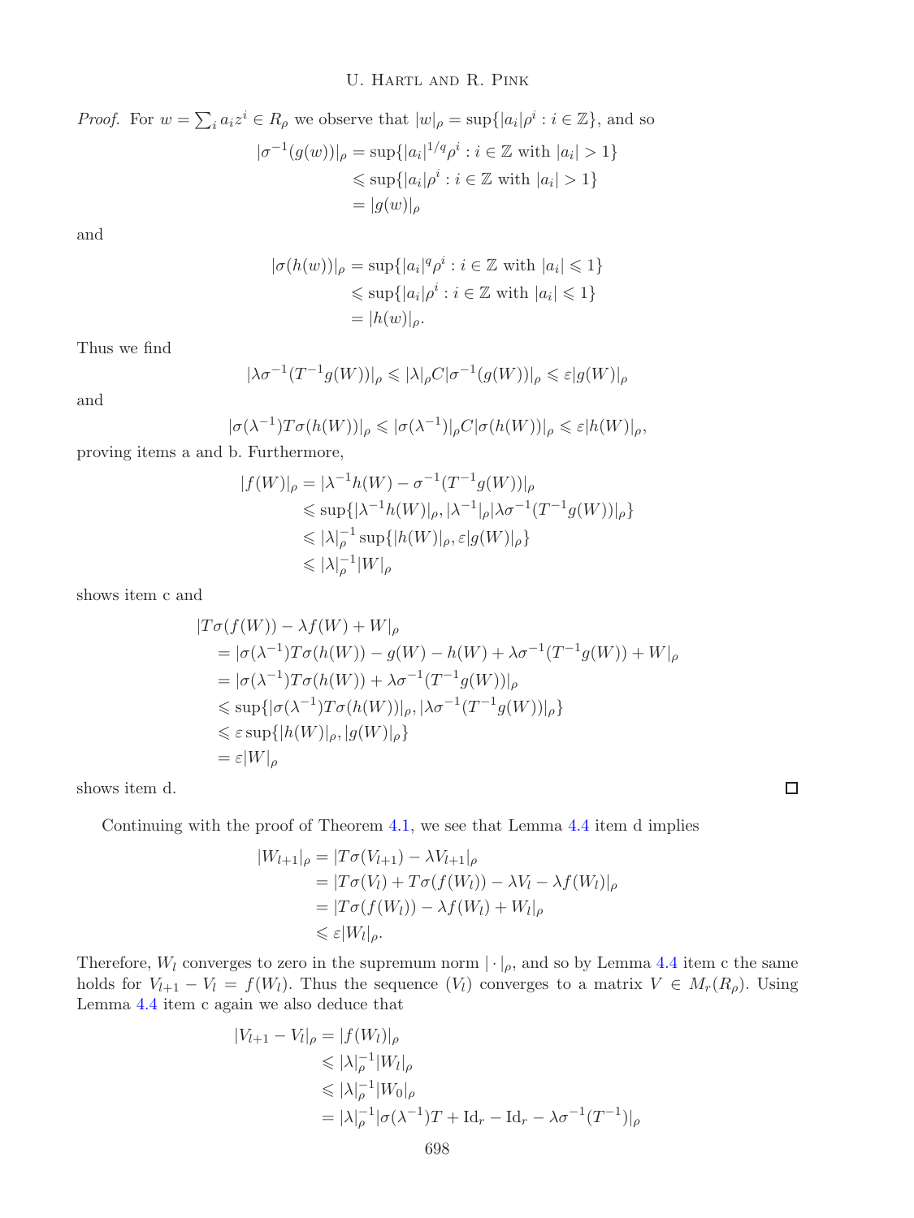*Proof.* For $w = \sum_i a_i z^i \in R_\rho$ we observe that $|w|_\rho = \sup\{|a_i|\rho^i : i \in \mathbb{Z}\}$, and so

$$
\begin{aligned}
|\sigma^{-1}(g(w))|_\rho &= \sup\{|a_i|^{1/q}\rho^i : i \in \mathbb{Z} \text{ with } |a_i| > 1\} \\
&\leqslant \sup\{|a_i|\rho^i : i \in \mathbb{Z} \text{ with } |a_i| > 1\} \\
&= |g(w)|_\rho
\end{aligned}
$$

and

$$
\begin{aligned}
|\sigma(h(w))|_\rho &= \sup\{|a_i|^q\rho^i : i \in \mathbb{Z} \text{ with } |a_i| \leqslant 1\} \\
&\leqslant \sup\{|a_i|\rho^i : i \in \mathbb{Z} \text{ with } |a_i| \leqslant 1\} \\
&= |h(w)|_\rho.
\end{aligned}
$$

Thus we find

$$
|\lambda\sigma^{-1}(T^{-1}g(W))|_\rho \leqslant |\lambda|_\rho C|\sigma^{-1}(g(W))|_\rho \leqslant \varepsilon|g(W)|_\rho
$$

and

$$
|\sigma(\lambda^{-1})T\sigma(h(W))|_\rho \leqslant |\sigma(\lambda^{-1})|_\rho C|\sigma(h(W))|_\rho \leqslant \varepsilon|h(W)|_\rho,
$$

proving items a and b. Furthermore,

$$
\begin{aligned}
|f(W)|_\rho &= |\lambda^{-1}h(W) - \sigma^{-1}(T^{-1}g(W))|_\rho \\
&\leqslant \sup\{|\lambda^{-1}h(W)|_\rho, |\lambda^{-1}|_\rho|\lambda\sigma^{-1}(T^{-1}g(W))|_\rho\} \\
&\leqslant |\lambda|_\rho^{-1}\sup\{|h(W)|_\rho, \varepsilon|g(W)|_\rho\} \\
&\leqslant |\lambda|_\rho^{-1}|W|_\rho
\end{aligned}
$$

shows item c and

$$
\begin{aligned}
&|T\sigma(f(W)) - \lambda f(W) + W|_\rho \\
&\quad= |\sigma(\lambda^{-1})T\sigma(h(W)) - g(W) - h(W) + \lambda\sigma^{-1}(T^{-1}g(W)) + W|_\rho \\
&\quad= |\sigma(\lambda^{-1})T\sigma(h(W)) + \lambda\sigma^{-1}(T^{-1}g(W))|_\rho \\
&\quad\leqslant \sup\{|\sigma(\lambda^{-1})T\sigma(h(W))|_\rho, |\lambda\sigma^{-1}(T^{-1}g(W))|_\rho\} \\
&\quad\leqslant \varepsilon\sup\{|h(W)|_\rho, |g(W)|_\rho\} \\
&\quad= \varepsilon|W|_\rho
\end{aligned}
$$

shows item d. $\square$

Continuing with the proof of Theorem 4.1, we see that Lemma 4.4 item d implies

$$
\begin{aligned}
|W_{l+1}|_\rho &= |T\sigma(V_{l+1}) - \lambda V_{l+1}|_\rho \\
&= |T\sigma(V_l) + T\sigma(f(W_l)) - \lambda V_l - \lambda f(W_l)|_\rho \\
&= |T\sigma(f(W_l)) - \lambda f(W_l) + W_l|_\rho \\
&\leqslant \varepsilon|W_l|_\rho.
\end{aligned}
$$

Therefore, $W_l$ converges to zero in the supremum norm $|\cdot|_\rho$, and so by Lemma 4.4 item c the same holds for $V_{l+1} - V_l = f(W_l)$. Thus the sequence $(V_l)$ converges to a matrix $V \in M_r(R_\rho)$. Using Lemma 4.4 item c again we also deduce that

$$
\begin{aligned}
|V_{l+1} - V_l|_\rho &= |f(W_l)|_\rho \\
&\leqslant |\lambda|_\rho^{-1}|W_l|_\rho \\
&\leqslant |\lambda|_\rho^{-1}|W_0|_\rho \\
&= |\lambda|_\rho^{-1}|\sigma(\lambda^{-1})T + \mathrm{Id}_r - \mathrm{Id}_r - \lambda\sigma^{-1}(T^{-1})|_\rho
\end{aligned}
$$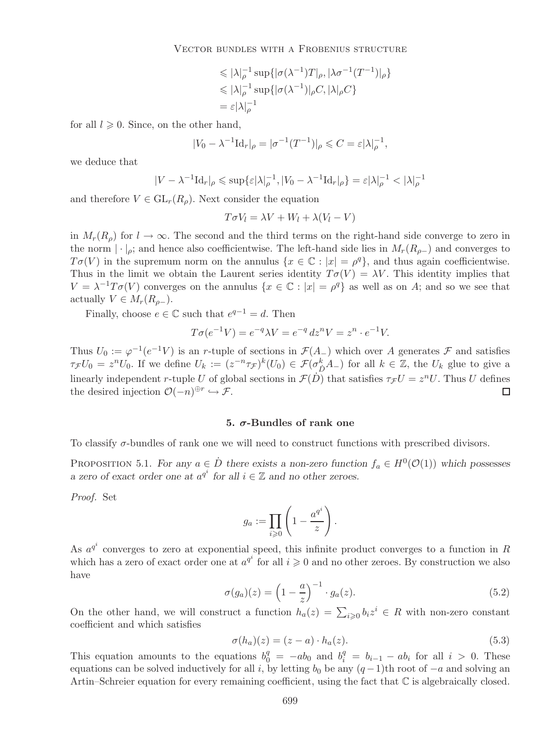$$\leqslant |\lambda|_\rho^{-1} \sup\{|\sigma(\lambda^{-1})T|_\rho, |\lambda\sigma^{-1}(T^{-1})|_\rho\}$$
$$\leqslant |\lambda|_\rho^{-1} \sup\{|\sigma(\lambda^{-1})|_\rho C, |\lambda|_\rho C\}$$
$$= \varepsilon|\lambda|_\rho^{-1}$$

for all $l \geqslant 0$. Since, on the other hand,

$$|V_0 - \lambda^{-1}\mathrm{Id}_r|_\rho = |\sigma^{-1}(T^{-1})|_\rho \leqslant C = \varepsilon|\lambda|_\rho^{-1},$$

we deduce that

$$|V - \lambda^{-1}\mathrm{Id}_r|_\rho \leqslant \sup\{\varepsilon|\lambda|_\rho^{-1}, |V_0 - \lambda^{-1}\mathrm{Id}_r|_\rho\} = \varepsilon|\lambda|_\rho^{-1} < |\lambda|_\rho^{-1}$$

and therefore $V \in \mathrm{GL}_r(R_\rho)$. Next consider the equation

$$T\sigma V_l = \lambda V + W_l + \lambda(V_l - V)$$

in $M_r(R_\rho)$ for $l \to \infty$. The second and the third terms on the right-hand side converge to zero in the norm $|\cdot|_\rho$; and hence also coefficientwise. The left-hand side lies in $M_r(R_{\rho-})$ and converges to $T\sigma(V)$ in the supremum norm on the annulus $\{x \in \mathbb{C} : |x| = \rho^q\}$, and thus again coefficientwise. Thus in the limit we obtain the Laurent series identity $T\sigma(V) = \lambda V$. This identity implies that $V = \lambda^{-1}T\sigma(V)$ converges on the annulus $\{x \in \mathbb{C} : |x| = \rho^q\}$ as well as on $A$; and so we see that actually $V \in M_r(R_{\rho-})$.

Finally, choose $e \in \mathbb{C}$ such that $e^{q-1} = d$. Then

$$T\sigma(e^{-1}V) = e^{-q}\lambda V = e^{-q}\, dz^n V = z^n \cdot e^{-1}V.$$

Thus $U_0 := \varphi^{-1}(e^{-1}V)$ is an $r$-tuple of sections in $\mathcal{F}(A_-)$ which over $A$ generates $\mathcal{F}$ and satisfies $\tau_\mathcal{F} U_0 = z^n U_0$. If we define $U_k := (z^{-n}\tau_\mathcal{F})^k(U_0) \in \mathcal{F}(\sigma_{\dot{D}}^k A_-)$ for all $k \in \mathbb{Z}$, the $U_k$ glue to give a linearly independent $r$-tuple $U$ of global sections in $\mathcal{F}(\dot{D})$ that satisfies $\tau_\mathcal{F} U = z^n U$. Thus $U$ defines the desired injection $\mathcal{O}(-n)^{\oplus r} \hookrightarrow \mathcal{F}$. □

## 5. $\sigma$-Bundles of rank one

To classify $\sigma$-bundles of rank one we will need to construct functions with prescribed divisors.

Proposition 5.1. *For any $a \in \dot{D}$ there exists a non-zero function $f_a \in H^0(\mathcal{O}(1))$ which possesses a zero of exact order one at $a^{q^i}$ for all $i \in \mathbb{Z}$ and no other zeroes.*

*Proof.* Set

$$g_a := \prod_{i \geqslant 0} \left(1 - \frac{a^{q^i}}{z}\right).$$

As $a^{q^i}$ converges to zero at exponential speed, this infinite product converges to a function in $R$ which has a zero of exact order one at $a^{q^i}$ for all $i \geqslant 0$ and no other zeroes. By construction we also have

$$\sigma(g_a)(z) = \left(1 - \frac{a}{z}\right)^{-1} \cdot g_a(z). \tag{5.2}$$

On the other hand, we will construct a function $h_a(z) = \sum_{i \geqslant 0} b_i z^i \in R$ with non-zero constant coefficient and which satisfies

$$\sigma(h_a)(z) = (z - a) \cdot h_a(z). \tag{5.3}$$

This equation amounts to the equations $b_0^q = -ab_0$ and $b_i^q = b_{i-1} - ab_i$ for all $i > 0$. These equations can be solved inductively for all $i$, by letting $b_0$ be any $(q-1)$th root of $-a$ and solving an Artin–Schreier equation for every remaining coefficient, using the fact that $\mathbb{C}$ is algebraically closed.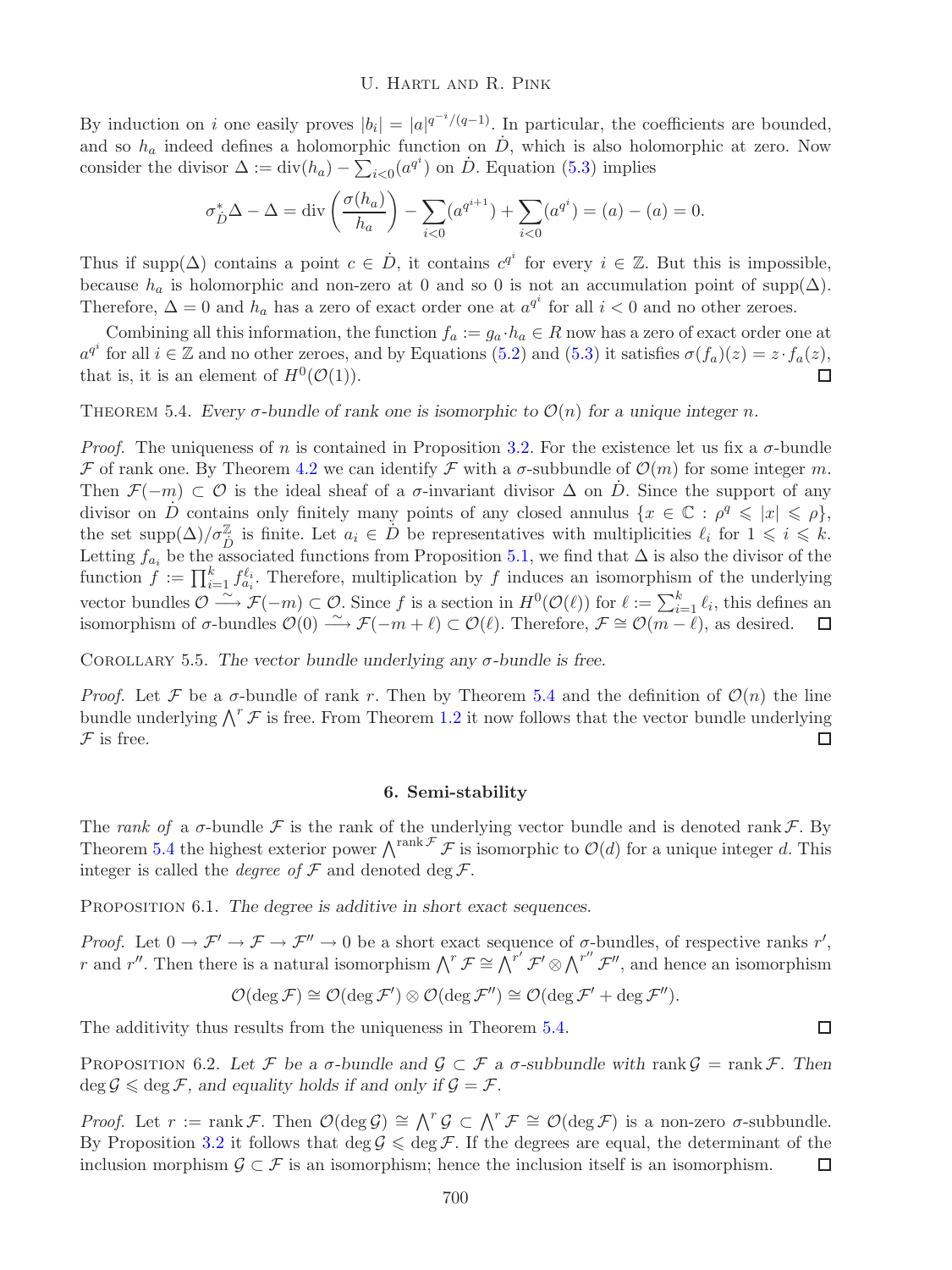By induction on $i$ one easily proves $|b_i| = |a|^{q^{-i}/(q-1)}$. In particular, the coefficients are bounded, and so $h_a$ indeed defines a holomorphic function on $\dot{D}$, which is also holomorphic at zero. Now consider the divisor $\Delta := \operatorname{div}(h_a) - \sum_{i<0}(a^{q^i})$ on $\dot{D}$. Equation (5.3) implies

$$\sigma_{\dot{D}}^*\Delta - \Delta = \operatorname{div}\left(\frac{\sigma(h_a)}{h_a}\right) - \sum_{i<0}(a^{q^{i+1}}) + \sum_{i<0}(a^{q^i}) = (a) - (a) = 0.$$

Thus if $\operatorname{supp}(\Delta)$ contains a point $c \in \dot{D}$, it contains $c^{q^i}$ for every $i \in \mathbb{Z}$. But this is impossible, because $h_a$ is holomorphic and non-zero at 0 and so 0 is not an accumulation point of $\operatorname{supp}(\Delta)$. Therefore, $\Delta = 0$ and $h_a$ has a zero of exact order one at $a^{q^i}$ for all $i < 0$ and no other zeroes.

Combining all this information, the function $f_a := g_a \cdot h_a \in R$ now has a zero of exact order one at $a^{q^i}$ for all $i \in \mathbb{Z}$ and no other zeroes, and by Equations (5.2) and (5.3) it satisfies $\sigma(f_a)(z) = z \cdot f_a(z)$, that is, it is an element of $H^0(\mathcal{O}(1))$. ◻

Theorem 5.4. *Every $\sigma$-bundle of rank one is isomorphic to $\mathcal{O}(n)$ for a unique integer $n$.*

*Proof.* The uniqueness of $n$ is contained in Proposition 3.2. For the existence let us fix a $\sigma$-bundle $\mathcal{F}$ of rank one. By Theorem 4.2 we can identify $\mathcal{F}$ with a $\sigma$-subbundle of $\mathcal{O}(m)$ for some integer $m$. Then $\mathcal{F}(-m) \subset \mathcal{O}$ is the ideal sheaf of a $\sigma$-invariant divisor $\Delta$ on $\dot{D}$. Since the support of any divisor on $\dot{D}$ contains only finitely many points of any closed annulus $\{x \in \mathbb{C} : \rho^q \leqslant |x| \leqslant \rho\}$, the set $\operatorname{supp}(\Delta)/\sigma_{\dot{D}}^{\mathbb{Z}}$ is finite. Let $a_i \in \dot{D}$ be representatives with multiplicities $\ell_i$ for $1 \leqslant i \leqslant k$. Letting $f_{a_i}$ be the associated functions from Proposition 5.1, we find that $\Delta$ is also the divisor of the function $f := \prod_{i=1}^k f_{a_i}^{\ell_i}$. Therefore, multiplication by $f$ induces an isomorphism of the underlying vector bundles $\mathcal{O} \xrightarrow{\sim} \mathcal{F}(-m) \subset \mathcal{O}$. Since $f$ is a section in $H^0(\mathcal{O}(\ell))$ for $\ell := \sum_{i=1}^k \ell_i$, this defines an isomorphism of $\sigma$-bundles $\mathcal{O}(0) \xrightarrow{\sim} \mathcal{F}(-m+\ell) \subset \mathcal{O}(\ell)$. Therefore, $\mathcal{F} \cong \mathcal{O}(m-\ell)$, as desired. ◻

Corollary 5.5. *The vector bundle underlying any $\sigma$-bundle is free.*

*Proof.* Let $\mathcal{F}$ be a $\sigma$-bundle of rank $r$. Then by Theorem 5.4 and the definition of $\mathcal{O}(n)$ the line bundle underlying $\bigwedge^r \mathcal{F}$ is free. From Theorem 1.2 it now follows that the vector bundle underlying $\mathcal{F}$ is free. ◻

## 6. Semi-stability

The *rank of* a $\sigma$-bundle $\mathcal{F}$ is the rank of the underlying vector bundle and is denoted $\operatorname{rank}\mathcal{F}$. By Theorem 5.4 the highest exterior power $\bigwedge^{\operatorname{rank}\mathcal{F}}\mathcal{F}$ is isomorphic to $\mathcal{O}(d)$ for a unique integer $d$. This integer is called the *degree of* $\mathcal{F}$ and denoted $\deg\mathcal{F}$.

Proposition 6.1. *The degree is additive in short exact sequences.*

*Proof.* Let $0 \to \mathcal{F}' \to \mathcal{F} \to \mathcal{F}'' \to 0$ be a short exact sequence of $\sigma$-bundles, of respective ranks $r'$, $r$ and $r''$. Then there is a natural isomorphism $\bigwedge^r \mathcal{F} \cong \bigwedge^{r'}\mathcal{F}' \otimes \bigwedge^{r''}\mathcal{F}''$, and hence an isomorphism

$$\mathcal{O}(\deg\mathcal{F}) \cong \mathcal{O}(\deg\mathcal{F}') \otimes \mathcal{O}(\deg\mathcal{F}'') \cong \mathcal{O}(\deg\mathcal{F}' + \deg\mathcal{F}'').$$

The additivity thus results from the uniqueness in Theorem 5.4. ◻

Proposition 6.2. *Let $\mathcal{F}$ be a $\sigma$-bundle and $\mathcal{G} \subset \mathcal{F}$ a $\sigma$-subbundle with $\operatorname{rank}\mathcal{G} = \operatorname{rank}\mathcal{F}$. Then $\deg\mathcal{G} \leqslant \deg\mathcal{F}$, and equality holds if and only if $\mathcal{G} = \mathcal{F}$.*

*Proof.* Let $r := \operatorname{rank}\mathcal{F}$. Then $\mathcal{O}(\deg\mathcal{G}) \cong \bigwedge^r \mathcal{G} \subset \bigwedge^r \mathcal{F} \cong \mathcal{O}(\deg\mathcal{F})$ is a non-zero $\sigma$-subbundle. By Proposition 3.2 it follows that $\deg\mathcal{G} \leqslant \deg\mathcal{F}$. If the degrees are equal, the determinant of the inclusion morphism $\mathcal{G} \subset \mathcal{F}$ is an isomorphism; hence the inclusion itself is an isomorphism. ◻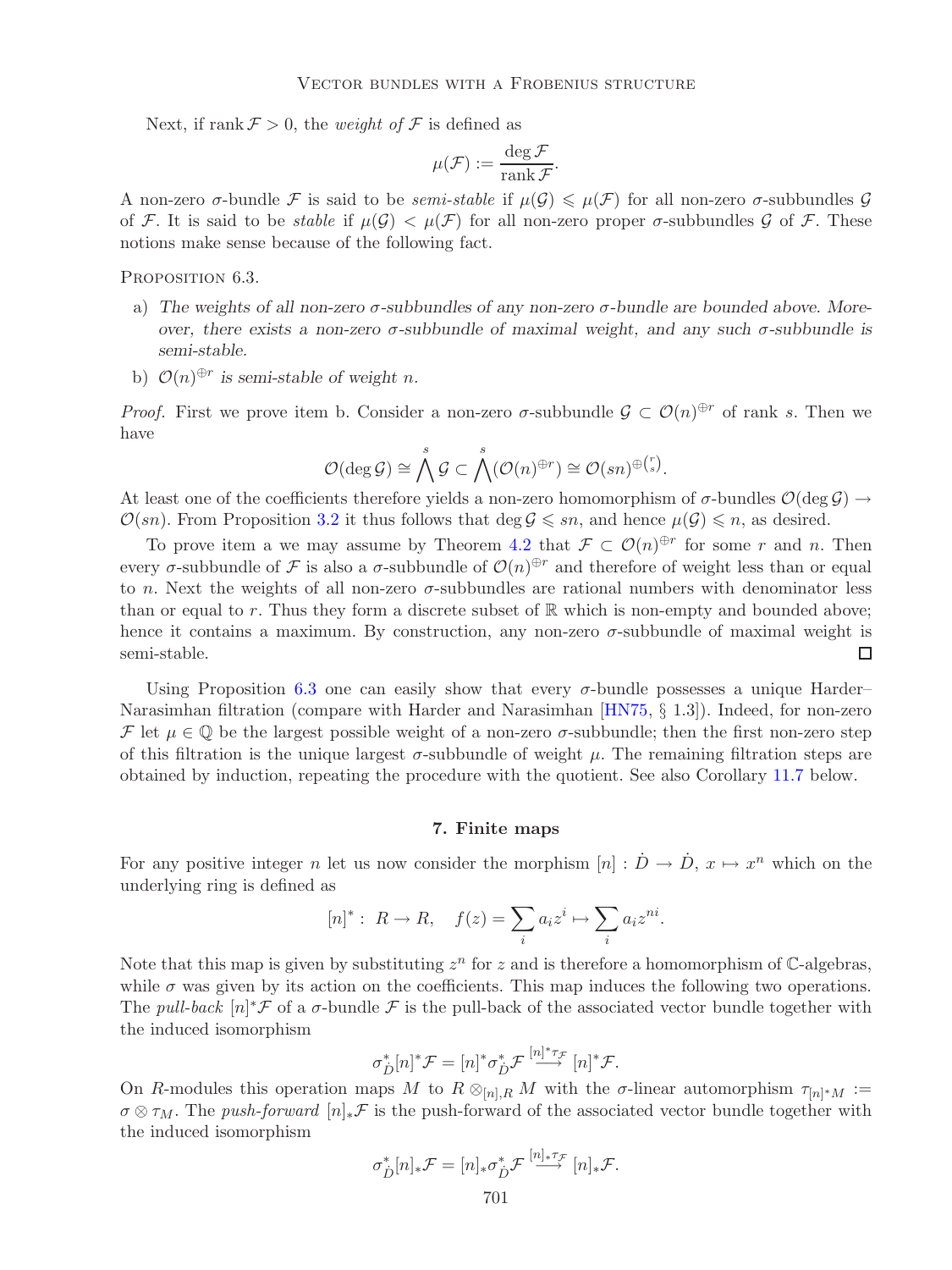Next, if $\operatorname{rank} \mathcal{F} > 0$, the *weight of* $\mathcal{F}$ is defined as

$$\mu(\mathcal{F}) := \frac{\deg \mathcal{F}}{\operatorname{rank} \mathcal{F}}.$$

A non-zero $\sigma$-bundle $\mathcal{F}$ is said to be *semi-stable* if $\mu(\mathcal{G}) \leqslant \mu(\mathcal{F})$ for all non-zero $\sigma$-subbundles $\mathcal{G}$ of $\mathcal{F}$. It is said to be *stable* if $\mu(\mathcal{G}) < \mu(\mathcal{F})$ for all non-zero proper $\sigma$-subbundles $\mathcal{G}$ of $\mathcal{F}$. These notions make sense because of the following fact.

Proposition 6.3.

a) *The weights of all non-zero $\sigma$-subbundles of any non-zero $\sigma$-bundle are bounded above. Moreover, there exists a non-zero $\sigma$-subbundle of maximal weight, and any such $\sigma$-subbundle is semi-stable.*
b) *$\mathcal{O}(n)^{\oplus r}$ is semi-stable of weight $n$.*

*Proof.* First we prove item b. Consider a non-zero $\sigma$-subbundle $\mathcal{G} \subset \mathcal{O}(n)^{\oplus r}$ of rank $s$. Then we have

$$\mathcal{O}(\deg \mathcal{G}) \cong \bigwedge^s \mathcal{G} \subset \bigwedge^s (\mathcal{O}(n)^{\oplus r}) \cong \mathcal{O}(sn)^{\oplus \binom{r}{s}}.$$

At least one of the coefficients therefore yields a non-zero homomorphism of $\sigma$-bundles $\mathcal{O}(\deg \mathcal{G}) \to \mathcal{O}(sn)$. From Proposition 3.2 it thus follows that $\deg \mathcal{G} \leqslant sn$, and hence $\mu(\mathcal{G}) \leqslant n$, as desired.

To prove item a we may assume by Theorem 4.2 that $\mathcal{F} \subset \mathcal{O}(n)^{\oplus r}$ for some $r$ and $n$. Then every $\sigma$-subbundle of $\mathcal{F}$ is also a $\sigma$-subbundle of $\mathcal{O}(n)^{\oplus r}$ and therefore of weight less than or equal to $n$. Next the weights of all non-zero $\sigma$-subbundles are rational numbers with denominator less than or equal to $r$. Thus they form a discrete subset of $\mathbb{R}$ which is non-empty and bounded above; hence it contains a maximum. By construction, any non-zero $\sigma$-subbundle of maximal weight is semi-stable. $\square$

Using Proposition 6.3 one can easily show that every $\sigma$-bundle possesses a unique Harder–Narasimhan filtration (compare with Harder and Narasimhan [HN75, § 1.3]). Indeed, for non-zero $\mathcal{F}$ let $\mu \in \mathbb{Q}$ be the largest possible weight of a non-zero $\sigma$-subbundle; then the first non-zero step of this filtration is the unique largest $\sigma$-subbundle of weight $\mu$. The remaining filtration steps are obtained by induction, repeating the procedure with the quotient. See also Corollary 11.7 below.

## 7. Finite maps

For any positive integer $n$ let us now consider the morphism $[n] : \dot{D} \to \dot{D}$, $x \mapsto x^n$ which on the underlying ring is defined as

$$[n]^* : \; R \to R, \quad f(z) = \sum_i a_i z^i \mapsto \sum_i a_i z^{ni}.$$

Note that this map is given by substituting $z^n$ for $z$ and is therefore a homomorphism of $\mathbb{C}$-algebras, while $\sigma$ was given by its action on the coefficients. This map induces the following two operations. The *pull-back* $[n]^*\mathcal{F}$ of a $\sigma$-bundle $\mathcal{F}$ is the pull-back of the associated vector bundle together with the induced isomorphism

$$\sigma_{\dot{D}}^* [n]^* \mathcal{F} = [n]^* \sigma_{\dot{D}}^* \mathcal{F} \stackrel{[n]^* \tau_{\mathcal{F}}}{\longrightarrow} [n]^* \mathcal{F}.$$

On $R$-modules this operation maps $M$ to $R \otimes_{[n],R} M$ with the $\sigma$-linear automorphism $\tau_{[n]^*M} := \sigma \otimes \tau_M$. The *push-forward* $[n]_*\mathcal{F}$ is the push-forward of the associated vector bundle together with the induced isomorphism

$$\sigma_{\dot{D}}^* [n]_* \mathcal{F} = [n]_* \sigma_{\dot{D}}^* \mathcal{F} \stackrel{[n]_* \tau_{\mathcal{F}}}{\longrightarrow} [n]_* \mathcal{F}.$$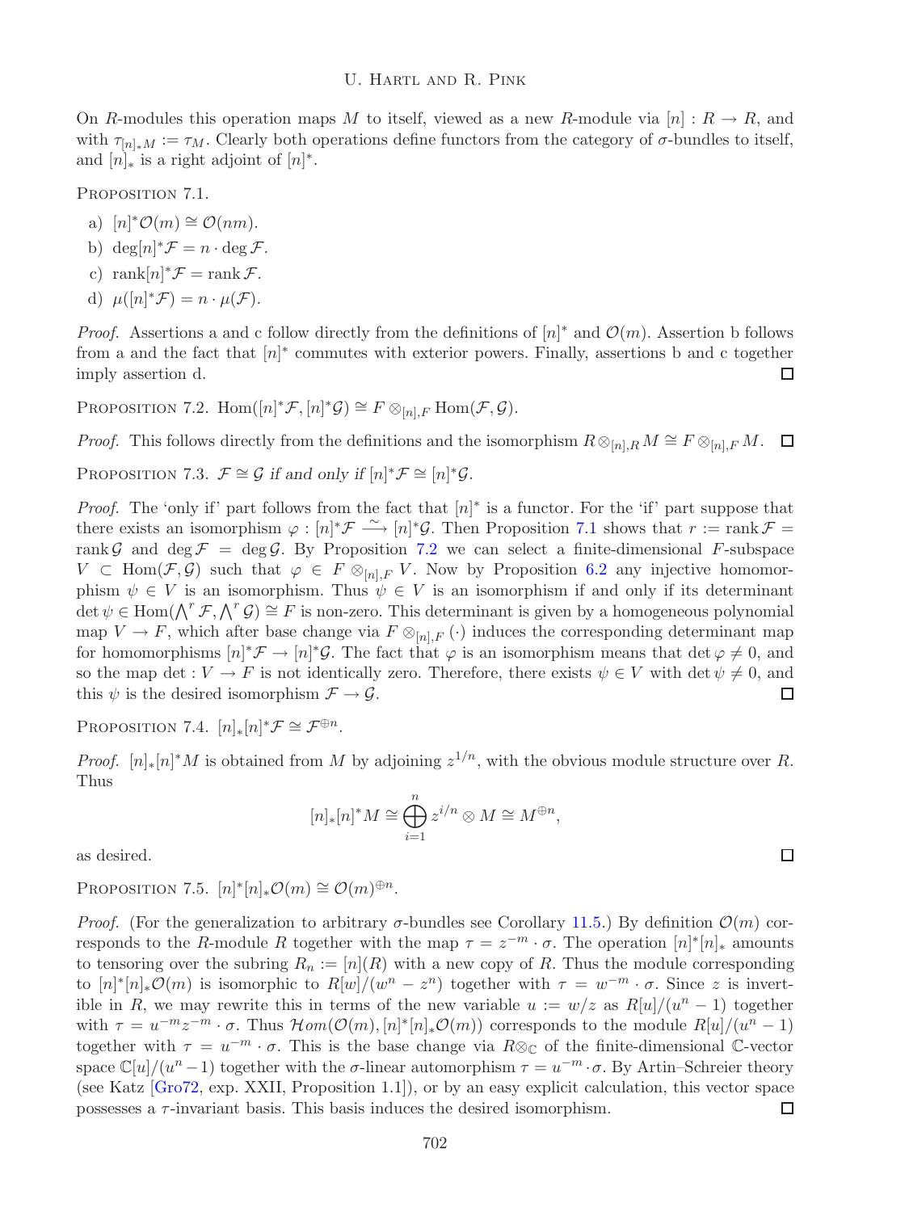On $R$-modules this operation maps $M$ to itself, viewed as a new $R$-module via $[n] : R \to R$, and with $\tau_{[n]_*M} := \tau_M$. Clearly both operations define functors from the category of $\sigma$-bundles to itself, and $[n]_*$ is a right adjoint of $[n]^*$.

PROPOSITION 7.1.

a) $[n]^*\mathcal{O}(m) \cong \mathcal{O}(nm)$.

b) $\deg[n]^*\mathcal{F} = n \cdot \deg \mathcal{F}$.

c) $\operatorname{rank}[n]^*\mathcal{F} = \operatorname{rank} \mathcal{F}$.

d) $\mu([n]^*\mathcal{F}) = n \cdot \mu(\mathcal{F})$.

*Proof.* Assertions a and c follow directly from the definitions of $[n]^*$ and $\mathcal{O}(m)$. Assertion b follows from a and the fact that $[n]^*$ commutes with exterior powers. Finally, assertions b and c together imply assertion d. □

PROPOSITION 7.2. $\operatorname{Hom}([n]^*\mathcal{F}, [n]^*\mathcal{G}) \cong F \otimes_{[n],F} \operatorname{Hom}(\mathcal{F}, \mathcal{G})$.

*Proof.* This follows directly from the definitions and the isomorphism $R \otimes_{[n],R} M \cong F \otimes_{[n],F} M$. □

PROPOSITION 7.3. *$\mathcal{F} \cong \mathcal{G}$ if and only if $[n]^*\mathcal{F} \cong [n]^*\mathcal{G}$.*

*Proof.* The 'only if' part follows from the fact that $[n]^*$ is a functor. For the 'if' part suppose that there exists an isomorphism $\varphi : [n]^*\mathcal{F} \xrightarrow{\sim} [n]^*\mathcal{G}$. Then Proposition 7.1 shows that $r := \operatorname{rank} \mathcal{F} = \operatorname{rank} \mathcal{G}$ and $\deg \mathcal{F} = \deg \mathcal{G}$. By Proposition 7.2 we can select a finite-dimensional $F$-subspace $V \subset \operatorname{Hom}(\mathcal{F}, \mathcal{G})$ such that $\varphi \in F \otimes_{[n],F} V$. Now by Proposition 6.2 any injective homomorphism $\psi \in V$ is an isomorphism. Thus $\psi \in V$ is an isomorphism if and only if its determinant $\det \psi \in \operatorname{Hom}(\bigwedge^r \mathcal{F}, \bigwedge^r \mathcal{G}) \cong F$ is non-zero. This determinant is given by a homogeneous polynomial map $V \to F$, which after base change via $F \otimes_{[n],F} (\cdot)$ induces the corresponding determinant map for homomorphisms $[n]^*\mathcal{F} \to [n]^*\mathcal{G}$. The fact that $\varphi$ is an isomorphism means that $\det \varphi \neq 0$, and so the map $\det : V \to F$ is not identically zero. Therefore, there exists $\psi \in V$ with $\det \psi \neq 0$, and this $\psi$ is the desired isomorphism $\mathcal{F} \to \mathcal{G}$. □

PROPOSITION 7.4. $[n]_*[n]^*\mathcal{F} \cong \mathcal{F}^{\oplus n}$.

*Proof.* $[n]_*[n]^*M$ is obtained from $M$ by adjoining $z^{1/n}$, with the obvious module structure over $R$. Thus

$$[n]_*[n]^*M \cong \bigoplus_{i=1}^{n} z^{i/n} \otimes M \cong M^{\oplus n},$$

as desired. □

PROPOSITION 7.5. $[n]^*[n]_*\mathcal{O}(m) \cong \mathcal{O}(m)^{\oplus n}$.

*Proof.* (For the generalization to arbitrary $\sigma$-bundles see Corollary 11.5.) By definition $\mathcal{O}(m)$ corresponds to the $R$-module $R$ together with the map $\tau = z^{-m} \cdot \sigma$. The operation $[n]^*[n]_*$ amounts to tensoring over the subring $R_n := [n](R)$ with a new copy of $R$. Thus the module corresponding to $[n]^*[n]_*\mathcal{O}(m)$ is isomorphic to $R[w]/(w^n - z^n)$ together with $\tau = w^{-m} \cdot \sigma$. Since $z$ is invertible in $R$, we may rewrite this in terms of the new variable $u := w/z$ as $R[u]/(u^n - 1)$ together with $\tau = u^{-m}z^{-m} \cdot \sigma$. Thus $\mathcal{H}om(\mathcal{O}(m), [n]^*[n]_*\mathcal{O}(m))$ corresponds to the module $R[u]/(u^n - 1)$ together with $\tau = u^{-m} \cdot \sigma$. This is the base change via $R \otimes_{\mathbb{C}}$ of the finite-dimensional $\mathbb{C}$-vector space $\mathbb{C}[u]/(u^n - 1)$ together with the $\sigma$-linear automorphism $\tau = u^{-m} \cdot \sigma$. By Artin–Schreier theory (see Katz [Gro72, exp. XXII, Proposition 1.1]), or by an easy explicit calculation, this vector space possesses a $\tau$-invariant basis. This basis induces the desired isomorphism. □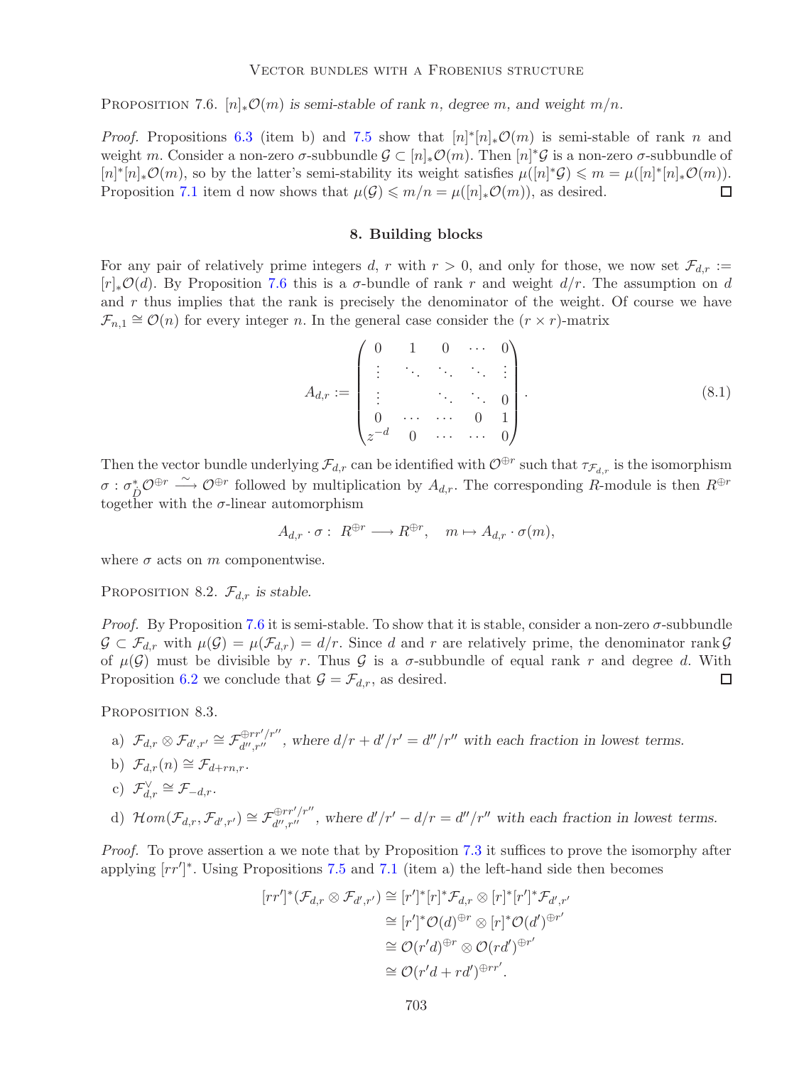Proposition 7.6. *$[n]_*\mathcal{O}(m)$ is semi-stable of rank $n$, degree $m$, and weight $m/n$.*

*Proof.* Propositions 6.3 (item b) and 7.5 show that $[n]^*[n]_*\mathcal{O}(m)$ is semi-stable of rank $n$ and weight $m$. Consider a non-zero $\sigma$-subbundle $\mathcal{G} \subset [n]_*\mathcal{O}(m)$. Then $[n]^*\mathcal{G}$ is a non-zero $\sigma$-subbundle of $[n]^*[n]_*\mathcal{O}(m)$, so by the latter's semi-stability its weight satisfies $\mu([n]^*\mathcal{G}) \leqslant m = \mu([n]^*[n]_*\mathcal{O}(m))$. Proposition 7.1 item d now shows that $\mu(\mathcal{G}) \leqslant m/n = \mu([n]_*\mathcal{O}(m))$, as desired. $\square$

## 8. Building blocks

For any pair of relatively prime integers $d$, $r$ with $r > 0$, and only for those, we now set $\mathcal{F}_{d,r} := [r]_*\mathcal{O}(d)$. By Proposition 7.6 this is a $\sigma$-bundle of rank $r$ and weight $d/r$. The assumption on $d$ and $r$ thus implies that the rank is precisely the denominator of the weight. Of course we have $\mathcal{F}_{n,1} \cong \mathcal{O}(n)$ for every integer $n$. In the general case consider the $(r \times r)$-matrix

$$A_{d,r} := \begin{pmatrix} 0 & 1 & 0 & \cdots & 0 \\ \vdots & \ddots & \ddots & \ddots & \vdots \\ \vdots & & \ddots & \ddots & 0 \\ 0 & \cdots & \cdots & 0 & 1 \\ z^{-d} & 0 & \cdots & \cdots & 0 \end{pmatrix}. \tag{8.1}$$

Then the vector bundle underlying $\mathcal{F}_{d,r}$ can be identified with $\mathcal{O}^{\oplus r}$ such that $\tau_{\mathcal{F}_{d,r}}$ is the isomorphism $\sigma : \sigma_{\dot{D}}^*\mathcal{O}^{\oplus r} \xrightarrow{\sim} \mathcal{O}^{\oplus r}$ followed by multiplication by $A_{d,r}$. The corresponding $R$-module is then $R^{\oplus r}$ together with the $\sigma$-linear automorphism

$$A_{d,r} \cdot \sigma : \; R^{\oplus r} \longrightarrow R^{\oplus r}, \quad m \mapsto A_{d,r} \cdot \sigma(m),$$

where $\sigma$ acts on $m$ componentwise.

Proposition 8.2. *$\mathcal{F}_{d,r}$ is stable.*

*Proof.* By Proposition 7.6 it is semi-stable. To show that it is stable, consider a non-zero $\sigma$-subbundle $\mathcal{G} \subset \mathcal{F}_{d,r}$ with $\mu(\mathcal{G}) = \mu(\mathcal{F}_{d,r}) = d/r$. Since $d$ and $r$ are relatively prime, the denominator rank $\mathcal{G}$ of $\mu(\mathcal{G})$ must be divisible by $r$. Thus $\mathcal{G}$ is a $\sigma$-subbundle of equal rank $r$ and degree $d$. With Proposition 6.2 we conclude that $\mathcal{G} = \mathcal{F}_{d,r}$, as desired. $\square$

Proposition 8.3.

a) *$\mathcal{F}_{d,r} \otimes \mathcal{F}_{d',r'} \cong \mathcal{F}_{d'',r''}^{\oplus rr'/r''}$, where $d/r + d'/r' = d''/r''$ with each fraction in lowest terms.*

b) *$\mathcal{F}_{d,r}(n) \cong \mathcal{F}_{d+rn,r}$.*

c) *$\mathcal{F}_{d,r}^{\vee} \cong \mathcal{F}_{-d,r}$.*

d) *$\mathcal{H}om(\mathcal{F}_{d,r}, \mathcal{F}_{d',r'}) \cong \mathcal{F}_{d'',r''}^{\oplus rr'/r''}$, where $d'/r' - d/r = d''/r''$ with each fraction in lowest terms.*

*Proof.* To prove assertion a we note that by Proposition 7.3 it suffices to prove the isomorphism after applying $[rr']^*$. Using Propositions 7.5 and 7.1 (item a) the left-hand side then becomes

$$\begin{aligned} [rr']^*(\mathcal{F}_{d,r} \otimes \mathcal{F}_{d',r'}) &\cong [r']^*[r]^*\mathcal{F}_{d,r} \otimes [r]^*[r']^*\mathcal{F}_{d',r'} \\ &\cong [r']^*\mathcal{O}(d)^{\oplus r} \otimes [r]^*\mathcal{O}(d')^{\oplus r'} \\ &\cong \mathcal{O}(r'd)^{\oplus r} \otimes \mathcal{O}(rd')^{\oplus r'} \\ &\cong \mathcal{O}(r'd + rd')^{\oplus rr'}. \end{aligned}$$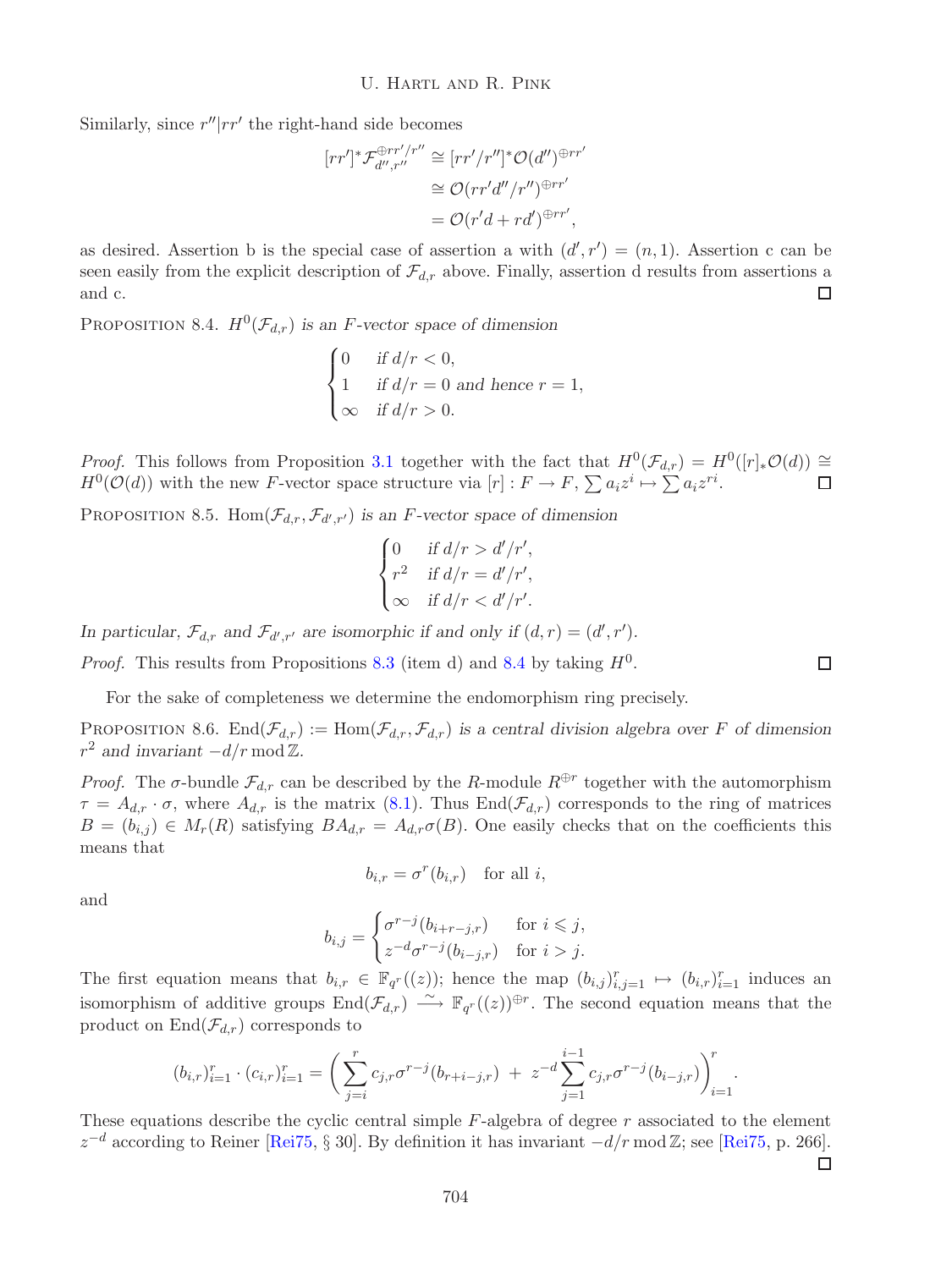Similarly, since $r''|rr'$ the right-hand side becomes

$$\begin{aligned}
[rr']^*\mathcal{F}_{d'',r''}^{\oplus rr'/r''} &\cong [rr'/r'']^*\mathcal{O}(d'')^{\oplus rr'} \\
&\cong \mathcal{O}(rr'd''/r'')^{\oplus rr'} \\
&= \mathcal{O}(r'd + rd')^{\oplus rr'},
\end{aligned}$$

as desired. Assertion b is the special case of assertion a with $(d', r') = (n, 1)$. Assertion c can be seen easily from the explicit description of $\mathcal{F}_{d,r}$ above. Finally, assertion d results from assertions a and c. $\square$

PROPOSITION 8.4. *$H^0(\mathcal{F}_{d,r})$ is an $F$-vector space of dimension*

$$\begin{cases} 0 & \text{if } d/r < 0, \\ 1 & \text{if } d/r = 0 \text{ and hence } r = 1, \\ \infty & \text{if } d/r > 0. \end{cases}$$

*Proof.* This follows from Proposition 3.1 together with the fact that $H^0(\mathcal{F}_{d,r}) = H^0([r]_*\mathcal{O}(d)) \cong H^0(\mathcal{O}(d))$ with the new $F$-vector space structure via $[r] : F \to F$, $\sum a_i z^i \mapsto \sum a_i z^{ri}$. $\square$

PROPOSITION 8.5. *$\mathrm{Hom}(\mathcal{F}_{d,r}, \mathcal{F}_{d',r'})$ is an $F$-vector space of dimension*

$$\begin{cases} 0 & \text{if } d/r > d'/r', \\ r^2 & \text{if } d/r = d'/r', \\ \infty & \text{if } d/r < d'/r'. \end{cases}$$

*In particular, $\mathcal{F}_{d,r}$ and $\mathcal{F}_{d',r'}$ are isomorphic if and only if $(d, r) = (d', r')$.*

*Proof.* This results from Propositions 8.3 (item d) and 8.4 by taking $H^0$. $\square$

For the sake of completeness we determine the endomorphism ring precisely.

PROPOSITION 8.6. *$\mathrm{End}(\mathcal{F}_{d,r}) := \mathrm{Hom}(\mathcal{F}_{d,r}, \mathcal{F}_{d,r})$ is a central division algebra over $F$ of dimension $r^2$ and invariant $-d/r \bmod \mathbb{Z}$.*

*Proof.* The $\sigma$-bundle $\mathcal{F}_{d,r}$ can be described by the $R$-module $R^{\oplus r}$ together with the automorphism $\tau = A_{d,r} \cdot \sigma$, where $A_{d,r}$ is the matrix (8.1). Thus $\mathrm{End}(\mathcal{F}_{d,r})$ corresponds to the ring of matrices $B = (b_{i,j}) \in M_r(R)$ satisfying $BA_{d,r} = A_{d,r}\sigma(B)$. One easily checks that on the coefficients this means that

$$b_{i,r} = \sigma^r(b_{i,r}) \quad \text{for all } i,$$

and

$$b_{i,j} = \begin{cases} \sigma^{r-j}(b_{i+r-j,r}) & \text{for } i \leqslant j, \\ z^{-d}\sigma^{r-j}(b_{i-j,r}) & \text{for } i > j. \end{cases}$$

The first equation means that $b_{i,r} \in \mathbb{F}_{q^r}((z))$; hence the map $(b_{i,j})_{i,j=1}^r \mapsto (b_{i,r})_{i=1}^r$ induces an isomorphism of additive groups $\mathrm{End}(\mathcal{F}_{d,r}) \xrightarrow{\sim} \mathbb{F}_{q^r}((z))^{\oplus r}$. The second equation means that the product on $\mathrm{End}(\mathcal{F}_{d,r})$ corresponds to

$$(b_{i,r})_{i=1}^r \cdot (c_{i,r})_{i=1}^r = \left( \sum_{j=i}^{r} c_{j,r}\sigma^{r-j}(b_{r+i-j,r}) \; + \; z^{-d} \sum_{j=1}^{i-1} c_{j,r}\sigma^{r-j}(b_{i-j,r}) \right)_{i=1}^{r}.$$

These equations describe the cyclic central simple $F$-algebra of degree $r$ associated to the element $z^{-d}$ according to Reiner [Rei75, § 30]. By definition it has invariant $-d/r \bmod \mathbb{Z}$; see [Rei75, p. 266]. $\square$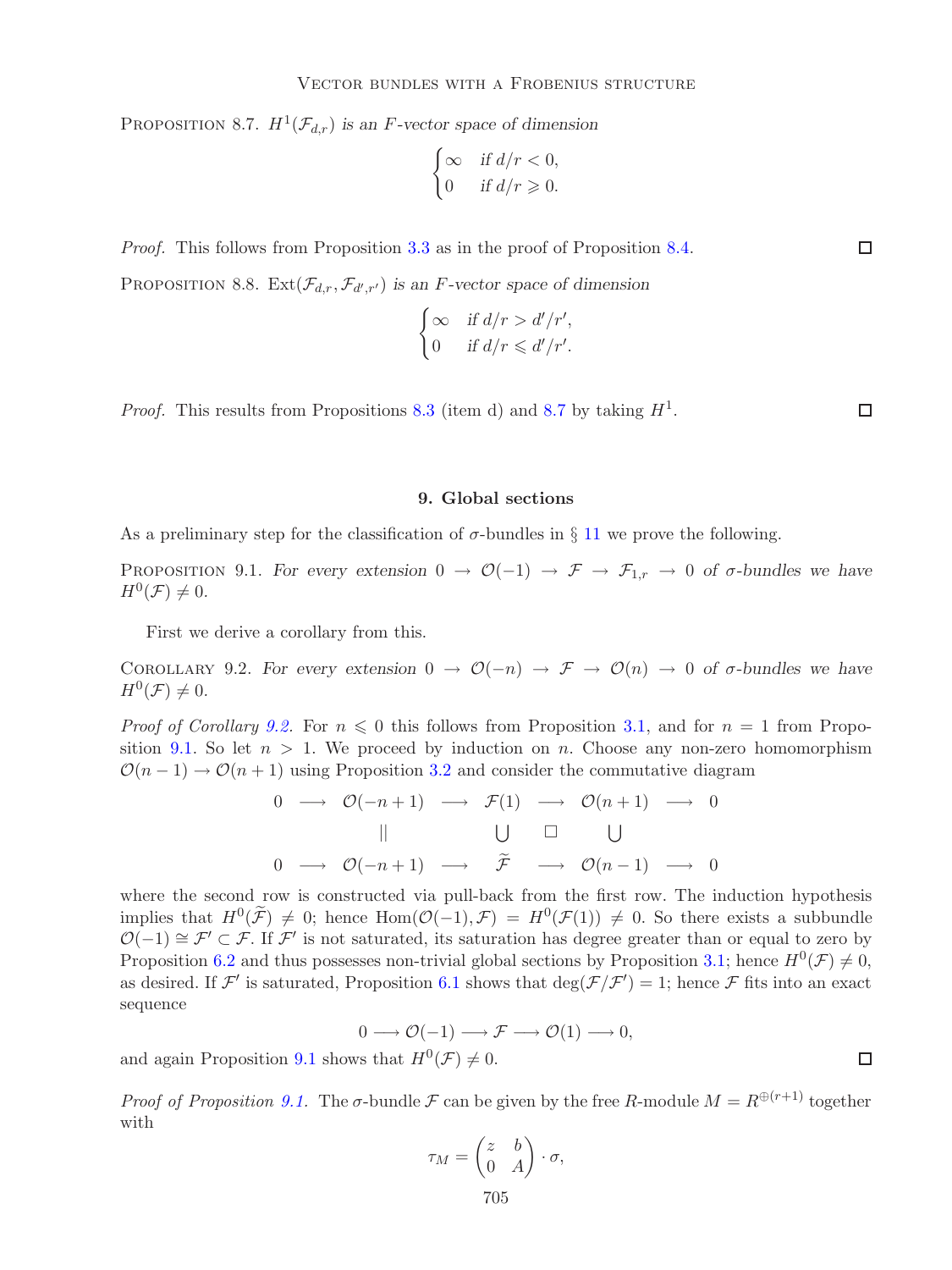Proposition 8.7. *$H^1(\mathcal{F}_{d,r})$ is an $F$-vector space of dimension*

$$\begin{cases} \infty & \text{if } d/r < 0, \\ 0 & \text{if } d/r \geqslant 0. \end{cases}$$

*Proof.* This follows from Proposition 3.3 as in the proof of Proposition 8.4. □

Proposition 8.8. *$\operatorname{Ext}(\mathcal{F}_{d,r}, \mathcal{F}_{d',r'})$ is an $F$-vector space of dimension*

$$\begin{cases} \infty & \text{if } d/r > d'/r', \\ 0 & \text{if } d/r \leqslant d'/r'. \end{cases}$$

*Proof.* This results from Propositions 8.3 (item d) and 8.7 by taking $H^1$. □

## 9. Global sections

As a preliminary step for the classification of $\sigma$-bundles in § 11 we prove the following.

Proposition 9.1. *For every extension $0 \to \mathcal{O}(-1) \to \mathcal{F} \to \mathcal{F}_{1,r} \to 0$ of $\sigma$-bundles we have $H^0(\mathcal{F}) \neq 0$.*

First we derive a corollary from this.

Corollary 9.2. *For every extension $0 \to \mathcal{O}(-n) \to \mathcal{F} \to \mathcal{O}(n) \to 0$ of $\sigma$-bundles we have $H^0(\mathcal{F}) \neq 0$.*

*Proof of Corollary 9.2.* For $n \leqslant 0$ this follows from Proposition 3.1, and for $n = 1$ from Proposition 9.1. So let $n > 1$. We proceed by induction on $n$. Choose any non-zero homomorphism $\mathcal{O}(n-1) \to \mathcal{O}(n+1)$ using Proposition 3.2 and consider the commutative diagram

$$\begin{array}{ccccccccc}
0 & \longrightarrow & \mathcal{O}(-n+1) & \longrightarrow & \mathcal{F}(1) & \longrightarrow & \mathcal{O}(n+1) & \longrightarrow & 0 \\
 & & \| & & \bigcup & \square & \bigcup & & \\
0 & \longrightarrow & \mathcal{O}(-n+1) & \longrightarrow & \widetilde{\mathcal{F}} & \longrightarrow & \mathcal{O}(n-1) & \longrightarrow & 0
\end{array}$$

where the second row is constructed via pull-back from the first row. The induction hypothesis implies that $H^0(\widetilde{\mathcal{F}}) \neq 0$; hence $\operatorname{Hom}(\mathcal{O}(-1), \mathcal{F}) = H^0(\mathcal{F}(1)) \neq 0$. So there exists a subbundle $\mathcal{O}(-1) \cong \mathcal{F}' \subset \mathcal{F}$. If $\mathcal{F}'$ is not saturated, its saturation has degree greater than or equal to zero by Proposition 6.2 and thus possesses non-trivial global sections by Proposition 3.1; hence $H^0(\mathcal{F}) \neq 0$, as desired. If $\mathcal{F}'$ is saturated, Proposition 6.1 shows that $\deg(\mathcal{F}/\mathcal{F}') = 1$; hence $\mathcal{F}$ fits into an exact sequence

$$0 \longrightarrow \mathcal{O}(-1) \longrightarrow \mathcal{F} \longrightarrow \mathcal{O}(1) \longrightarrow 0,$$

and again Proposition 9.1 shows that $H^0(\mathcal{F}) \neq 0$. □

*Proof of Proposition 9.1.* The $\sigma$-bundle $\mathcal{F}$ can be given by the free $R$-module $M = R^{\oplus(r+1)}$ together with

$$\tau_M = \begin{pmatrix} z & b \\ 0 & A \end{pmatrix} \cdot \sigma,$$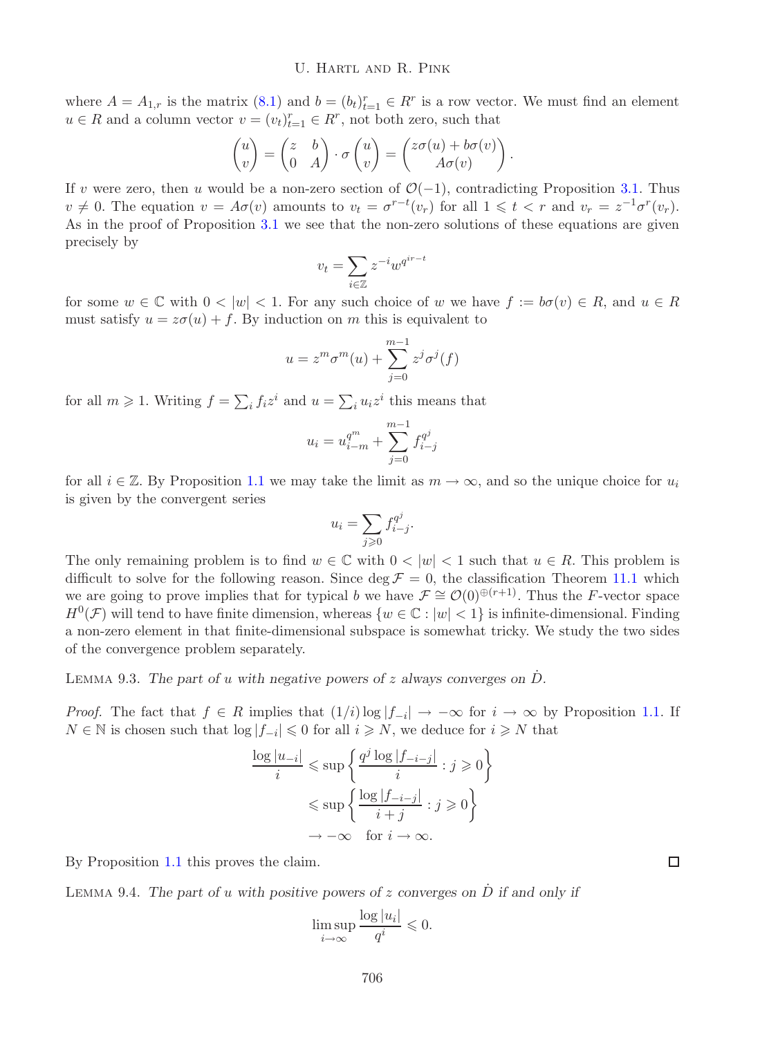where $A = A_{1,r}$ is the matrix (8.1) and $b = (b_t)_{t=1}^r \in R^r$ is a row vector. We must find an element $u \in R$ and a column vector $v = (v_t)_{t=1}^r \in R^r$, not both zero, such that

$$\begin{pmatrix} u \\ v \end{pmatrix} = \begin{pmatrix} z & b \\ 0 & A \end{pmatrix} \cdot \sigma \begin{pmatrix} u \\ v \end{pmatrix} = \begin{pmatrix} z\sigma(u) + b\sigma(v) \\ A\sigma(v) \end{pmatrix}.$$

If $v$ were zero, then $u$ would be a non-zero section of $\mathcal{O}(-1)$, contradicting Proposition 3.1. Thus $v \neq 0$. The equation $v = A\sigma(v)$ amounts to $v_t = \sigma^{r-t}(v_r)$ for all $1 \leqslant t < r$ and $v_r = z^{-1}\sigma^r(v_r)$. As in the proof of Proposition 3.1 we see that the non-zero solutions of these equations are given precisely by

$$v_t = \sum_{i \in \mathbb{Z}} z^{-i} w^{q^{ir-t}}$$

for some $w \in \mathbb{C}$ with $0 < |w| < 1$. For any such choice of $w$ we have $f := b\sigma(v) \in R$, and $u \in R$ must satisfy $u = z\sigma(u) + f$. By induction on $m$ this is equivalent to

$$u = z^m \sigma^m(u) + \sum_{j=0}^{m-1} z^j \sigma^j(f)$$

for all $m \geqslant 1$. Writing $f = \sum_i f_i z^i$ and $u = \sum_i u_i z^i$ this means that

$$u_i = u_{i-m}^{q^m} + \sum_{j=0}^{m-1} f_{i-j}^{q^j}$$

for all $i \in \mathbb{Z}$. By Proposition 1.1 we may take the limit as $m \to \infty$, and so the unique choice for $u_i$ is given by the convergent series

$$u_i = \sum_{j \geqslant 0} f_{i-j}^{q^j}.$$

The only remaining problem is to find $w \in \mathbb{C}$ with $0 < |w| < 1$ such that $u \in R$. This problem is difficult to solve for the following reason. Since $\deg \mathcal{F} = 0$, the classification Theorem 11.1 which we are going to prove implies that for typical $b$ we have $\mathcal{F} \cong \mathcal{O}(0)^{\oplus(r+1)}$. Thus the $F$-vector space $H^0(\mathcal{F})$ will tend to have finite dimension, whereas $\{w \in \mathbb{C} : |w| < 1\}$ is infinite-dimensional. Finding a non-zero element in that finite-dimensional subspace is somewhat tricky. We study the two sides of the convergence problem separately.

Lemma 9.3. *The part of $u$ with negative powers of $z$ always converges on $\dot{D}$.*

*Proof.* The fact that $f \in R$ implies that $(1/i)\log|f_{-i}| \to -\infty$ for $i \to \infty$ by Proposition 1.1. If $N \in \mathbb{N}$ is chosen such that $\log|f_{-i}| \leqslant 0$ for all $i \geqslant N$, we deduce for $i \geqslant N$ that

$$\begin{aligned} \frac{\log|u_{-i}|}{i} &\leqslant \sup\left\{ \frac{q^j \log|f_{-i-j}|}{i} : j \geqslant 0 \right\} \\ &\leqslant \sup\left\{ \frac{\log|f_{-i-j}|}{i+j} : j \geqslant 0 \right\} \\ &\to -\infty \quad \text{for } i \to \infty. \end{aligned}$$

By Proposition 1.1 this proves the claim. ∎

Lemma 9.4. *The part of $u$ with positive powers of $z$ converges on $\dot{D}$ if and only if*

$$\limsup_{i \to \infty} \frac{\log|u_i|}{q^i} \leqslant 0.$$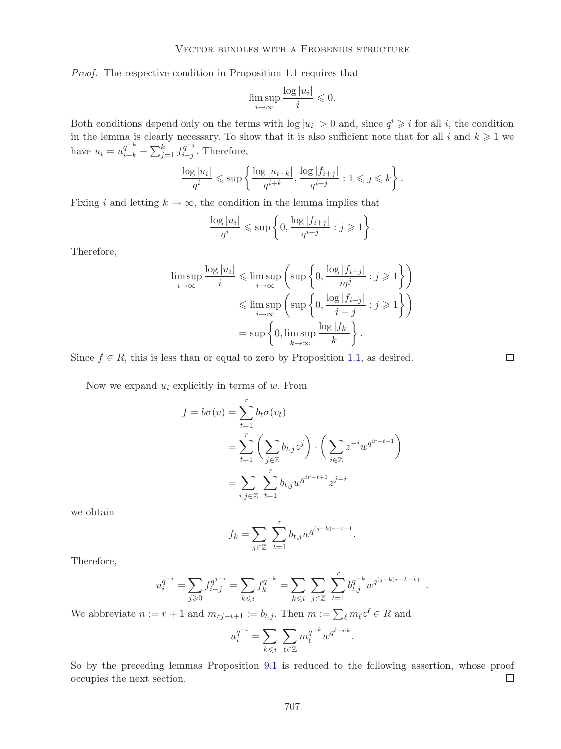*Proof.* The respective condition in Proposition 1.1 requires that

$$\limsup_{i\to\infty} \frac{\log|u_i|}{i} \leqslant 0.$$

Both conditions depend only on the terms with $\log|u_i| > 0$ and, since $q^i \geqslant i$ for all $i$, the condition in the lemma is clearly necessary. To show that it is also sufficient note that for all $i$ and $k \geqslant 1$ we have $u_i = u_{i+k}^{q^{-k}} - \sum_{j=1}^{k} f_{i+j}^{q^{-j}}$. Therefore,

$$\frac{\log|u_i|}{q^i} \leqslant \sup\left\{ \frac{\log|u_{i+k}|}{q^{i+k}}, \frac{\log|f_{i+j}|}{q^{i+j}} : 1 \leqslant j \leqslant k \right\}.$$

Fixing $i$ and letting $k \to \infty$, the condition in the lemma implies that

$$\frac{\log|u_i|}{q^i} \leqslant \sup\left\{ 0, \frac{\log|f_{i+j}|}{q^{i+j}} : j \geqslant 1 \right\}.$$

Therefore,

$$\begin{aligned}
\limsup_{i\to\infty} \frac{\log|u_i|}{i} &\leqslant \limsup_{i\to\infty} \left( \sup\left\{ 0, \frac{\log|f_{i+j}|}{iq^j} : j \geqslant 1 \right\} \right) \\
&\leqslant \limsup_{i\to\infty} \left( \sup\left\{ 0, \frac{\log|f_{i+j}|}{i+j} : j \geqslant 1 \right\} \right) \\
&= \sup\left\{ 0, \limsup_{k\to\infty} \frac{\log|f_k|}{k} \right\}.
\end{aligned}$$

Since $f \in R$, this is less than or equal to zero by Proposition 1.1, as desired. ∎

Now we expand $u_i$ explicitly in terms of $w$. From

$$\begin{aligned}
f = b\sigma(v) &= \sum_{t=1}^{r} b_t \sigma(v_t) \\
&= \sum_{t=1}^{r} \left( \sum_{j\in\mathbb{Z}} b_{t,j} z^j \right) \cdot \left( \sum_{i\in\mathbb{Z}} z^{-i} w^{q^{ir-t+1}} \right) \\
&= \sum_{i,j\in\mathbb{Z}} \sum_{t=1}^{r} b_{t,j} w^{q^{ir-t+1}} z^{j-i}
\end{aligned}$$

we obtain

$$f_k = \sum_{j\in\mathbb{Z}} \sum_{t=1}^{r} b_{t,j} w^{q^{(j-k)r-t+1}}.$$

Therefore,

$$u_i^{q^{-i}} = \sum_{j\geqslant 0} f_{i-j}^{q^{j-i}} = \sum_{k\leqslant i} f_k^{q^{-k}} = \sum_{k\leqslant i} \sum_{j\in\mathbb{Z}} \sum_{t=1}^{r} b_{t,j}^{q^{-k}} w^{q^{(j-k)r-k-t+1}}.$$

We abbreviate $n := r+1$ and $m_{rj-t+1} := b_{t,j}$. Then $m := \sum_\ell m_\ell z^\ell \in R$ and

$$u_i^{q^{-i}} = \sum_{k\leqslant i} \sum_{\ell\in\mathbb{Z}} m_\ell^{q^{-k}} w^{q^{\ell-nk}}.$$

So by the preceding lemmas Proposition 9.1 is reduced to the following assertion, whose proof occupies the next section. ∎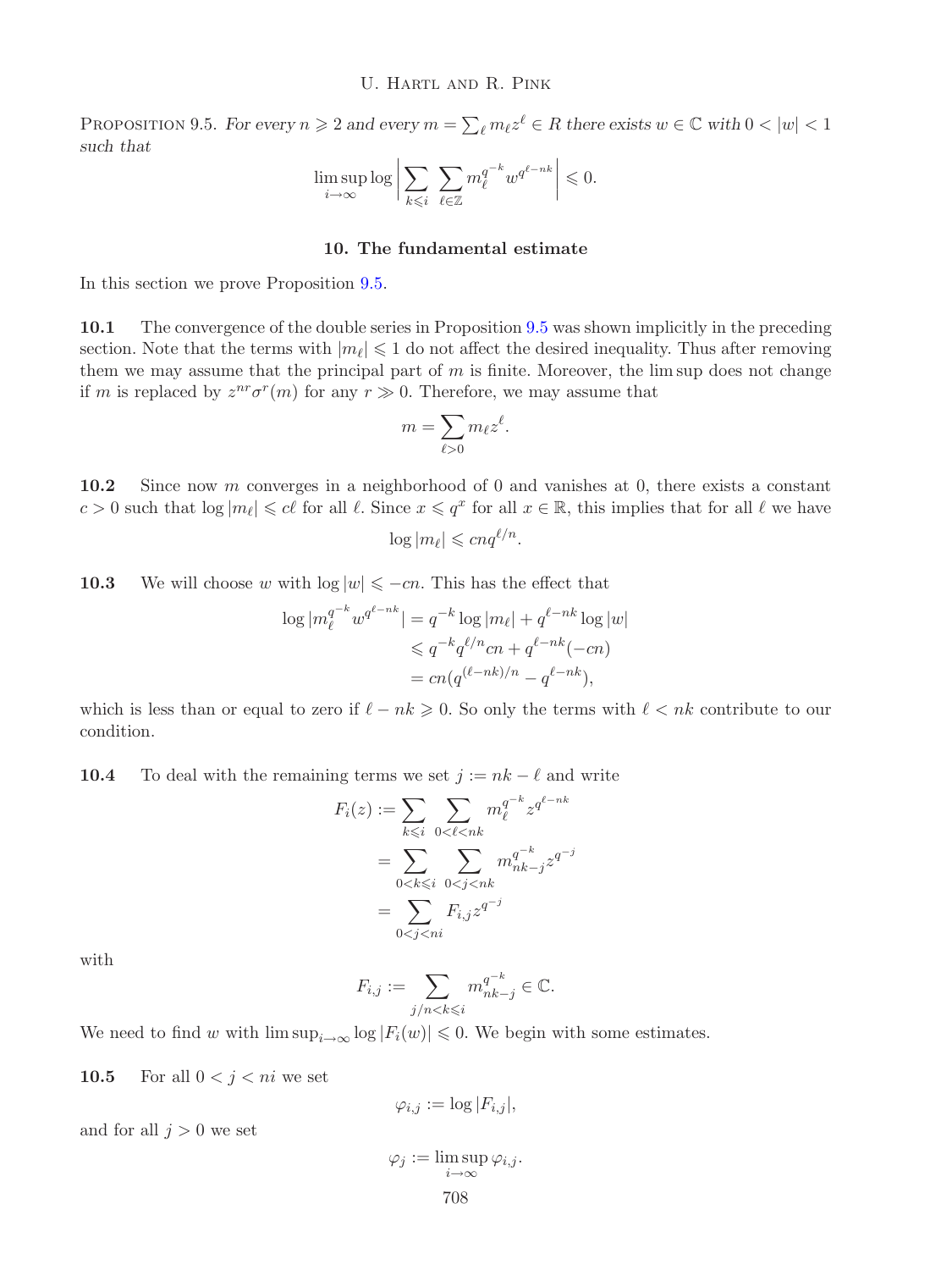PROPOSITION 9.5. *For every $n \geqslant 2$ and every $m = \sum_\ell m_\ell z^\ell \in R$ there exists $w \in \mathbb{C}$ with $0 < |w| < 1$ such that*

$$\limsup_{i\to\infty} \log \left| \sum_{k\leqslant i} \sum_{\ell\in\mathbb{Z}} m_\ell^{q^{-k}} w^{q^{\ell-nk}} \right| \leqslant 0.$$

## 10. The fundamental estimate

In this section we prove Proposition 9.5.

**10.1** The convergence of the double series in Proposition 9.5 was shown implicitly in the preceding section. Note that the terms with $|m_\ell| \leqslant 1$ do not affect the desired inequality. Thus after removing them we may assume that the principal part of $m$ is finite. Moreover, the lim sup does not change if $m$ is replaced by $z^{nr}\sigma^r(m)$ for any $r \gg 0$. Therefore, we may assume that

$$m = \sum_{\ell>0} m_\ell z^\ell.$$

**10.2** Since now $m$ converges in a neighborhood of 0 and vanishes at 0, there exists a constant $c > 0$ such that $\log |m_\ell| \leqslant c\ell$ for all $\ell$. Since $x \leqslant q^x$ for all $x \in \mathbb{R}$, this implies that for all $\ell$ we have

$$\log |m_\ell| \leqslant cnq^{\ell/n}.$$

**10.3** We will choose $w$ with $\log |w| \leqslant -cn$. This has the effect that

$$\begin{aligned}
\log |m_\ell^{q^{-k}} w^{q^{\ell-nk}}| &= q^{-k} \log |m_\ell| + q^{\ell-nk} \log |w| \\
&\leqslant q^{-k} q^{\ell/n} cn + q^{\ell-nk}(-cn) \\
&= cn(q^{(\ell-nk)/n} - q^{\ell-nk}),
\end{aligned}$$

which is less than or equal to zero if $\ell - nk \geqslant 0$. So only the terms with $\ell < nk$ contribute to our condition.

**10.4** To deal with the remaining terms we set $j := nk - \ell$ and write

$$\begin{aligned}
F_i(z) &:= \sum_{k\leqslant i} \sum_{0<\ell<nk} m_\ell^{q^{-k}} z^{q^{\ell-nk}} \\
&= \sum_{0<k\leqslant i} \sum_{0<j<nk} m_{nk-j}^{q^{-k}} z^{q^{-j}} \\
&= \sum_{0<j<ni} F_{i,j} z^{q^{-j}}
\end{aligned}$$

with

$$F_{i,j} := \sum_{j/n<k\leqslant i} m_{nk-j}^{q^{-k}} \in \mathbb{C}.$$

We need to find $w$ with $\limsup_{i\to\infty} \log |F_i(w)| \leqslant 0$. We begin with some estimates.

**10.5** For all $0 < j < ni$ we set

$$\varphi_{i,j} := \log |F_{i,j}|,$$

and for all $j > 0$ we set

$$\varphi_j := \limsup_{i\to\infty} \varphi_{i,j}.$$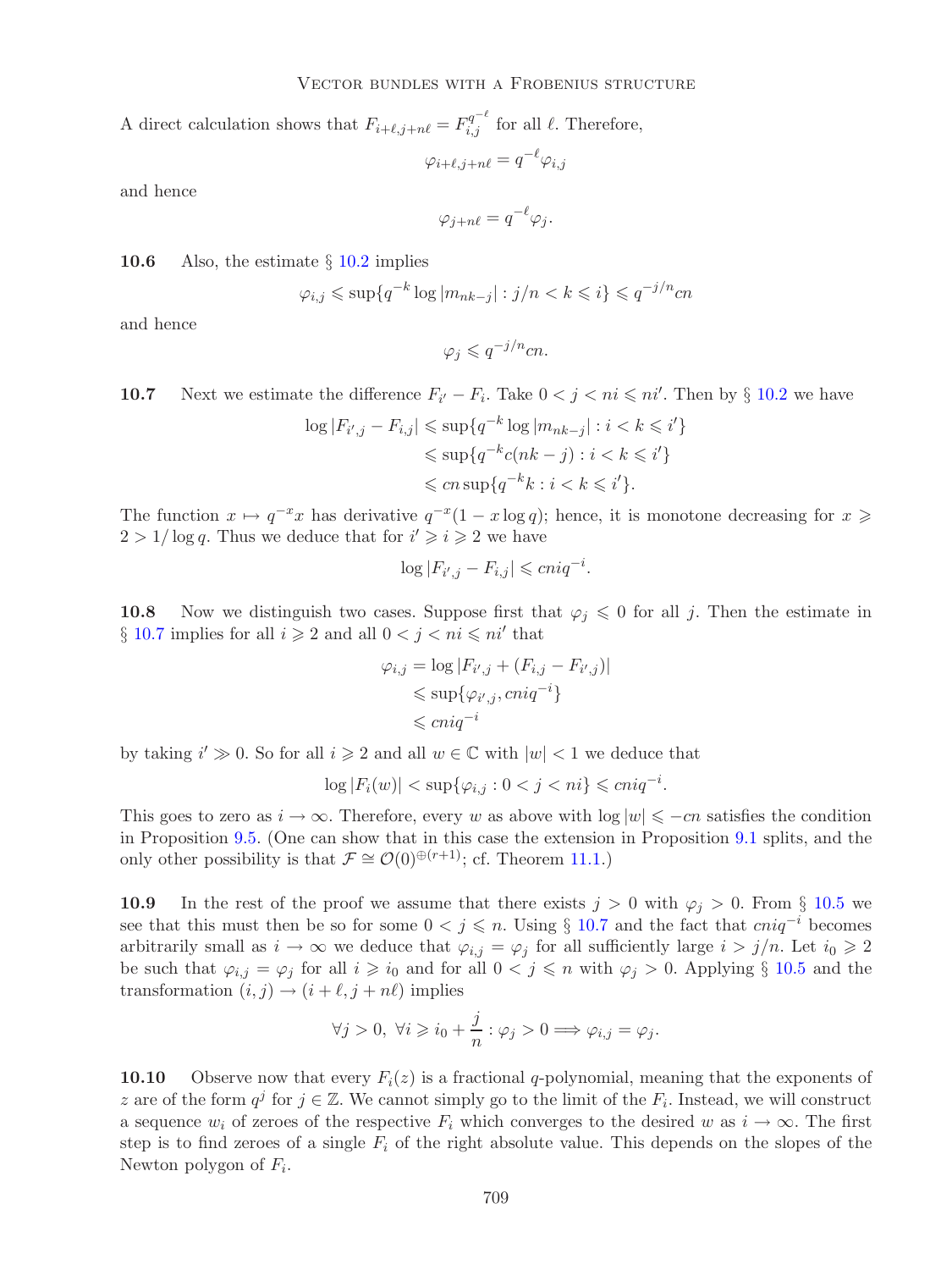A direct calculation shows that $F_{i+\ell,j+n\ell} = F_{i,j}^{q^{-\ell}}$ for all $\ell$. Therefore,

$$\varphi_{i+\ell,j+n\ell} = q^{-\ell}\varphi_{i,j}$$

and hence

$$\varphi_{j+n\ell} = q^{-\ell}\varphi_j.$$

**10.6** Also, the estimate § 10.2 implies

$$\varphi_{i,j} \leqslant \sup\{q^{-k}\log|m_{nk-j}| : j/n < k \leqslant i\} \leqslant q^{-j/n}cn$$

and hence

$$\varphi_j \leqslant q^{-j/n}cn.$$

**10.7** Next we estimate the difference $F_{i'} - F_i$. Take $0 < j < ni \leqslant ni'$. Then by § 10.2 we have

$$\begin{aligned}
\log|F_{i',j} - F_{i,j}| &\leqslant \sup\{q^{-k}\log|m_{nk-j}| : i < k \leqslant i'\}\\
&\leqslant \sup\{q^{-k}c(nk-j) : i < k \leqslant i'\}\\
&\leqslant cn\sup\{q^{-k}k : i < k \leqslant i'\}.
\end{aligned}$$

The function $x \mapsto q^{-x}x$ has derivative $q^{-x}(1 - x\log q)$; hence, it is monotone decreasing for $x \geqslant 2 > 1/\log q$. Thus we deduce that for $i' \geqslant i \geqslant 2$ we have

$$\log|F_{i',j} - F_{i,j}| \leqslant cniq^{-i}.$$

**10.8** Now we distinguish two cases. Suppose first that $\varphi_j \leqslant 0$ for all $j$. Then the estimate in § 10.7 implies for all $i \geqslant 2$ and all $0 < j < ni \leqslant ni'$ that

$$\begin{aligned}
\varphi_{i,j} &= \log|F_{i',j} + (F_{i,j} - F_{i',j})|\\
&\leqslant \sup\{\varphi_{i',j}, cniq^{-i}\}\\
&\leqslant cniq^{-i}
\end{aligned}$$

by taking $i' \gg 0$. So for all $i \geqslant 2$ and all $w \in \mathbb{C}$ with $|w| < 1$ we deduce that

$$\log|F_i(w)| < \sup\{\varphi_{i,j} : 0 < j < ni\} \leqslant cniq^{-i}.$$

This goes to zero as $i \to \infty$. Therefore, every $w$ as above with $\log|w| \leqslant -cn$ satisfies the condition in Proposition 9.5. (One can show that in this case the extension in Proposition 9.1 splits, and the only other possibility is that $\mathcal{F} \cong \mathcal{O}(0)^{\oplus(r+1)}$; cf. Theorem 11.1.)

**10.9** In the rest of the proof we assume that there exists $j > 0$ with $\varphi_j > 0$. From § 10.5 we see that this must then be so for some $0 < j \leqslant n$. Using § 10.7 and the fact that $cniq^{-i}$ becomes arbitrarily small as $i \to \infty$ we deduce that $\varphi_{i,j} = \varphi_j$ for all sufficiently large $i > j/n$. Let $i_0 \geqslant 2$ be such that $\varphi_{i,j} = \varphi_j$ for all $i \geqslant i_0$ and for all $0 < j \leqslant n$ with $\varphi_j > 0$. Applying § 10.5 and the transformation $(i,j) \to (i+\ell, j+n\ell)$ implies

$$\forall j > 0,\ \forall i \geqslant i_0 + \frac{j}{n} : \varphi_j > 0 \Longrightarrow \varphi_{i,j} = \varphi_j.$$

**10.10** Observe now that every $F_i(z)$ is a fractional $q$-polynomial, meaning that the exponents of $z$ are of the form $q^j$ for $j \in \mathbb{Z}$. We cannot simply go to the limit of the $F_i$. Instead, we will construct a sequence $w_i$ of zeroes of the respective $F_i$ which converges to the desired $w$ as $i \to \infty$. The first step is to find zeroes of a single $F_i$ of the right absolute value. This depends on the slopes of the Newton polygon of $F_i$.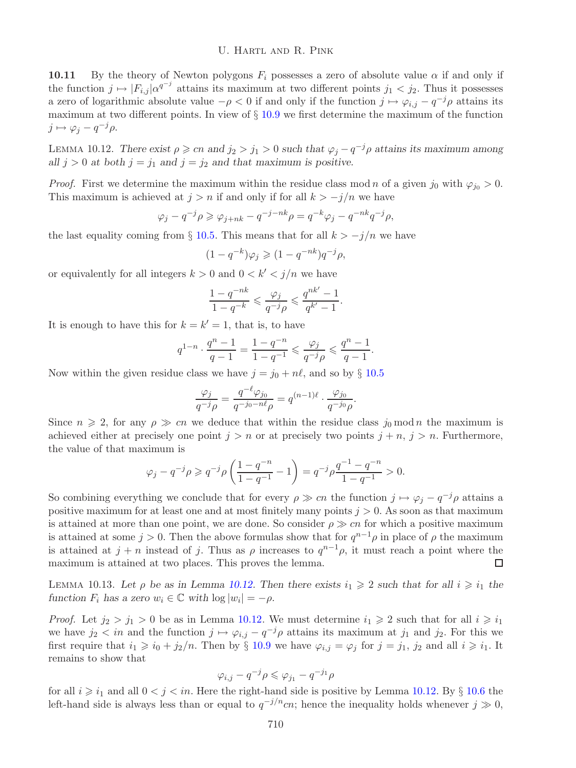**10.11** By the theory of Newton polygons $F_i$ possesses a zero of absolute value $\alpha$ if and only if the function $j \mapsto |F_{i,j}|\alpha^{q^{-j}}$ attains its maximum at two different points $j_1 < j_2$. Thus it possesses a zero of logarithmic absolute value $-\rho < 0$ if and only if the function $j \mapsto \varphi_{i,j} - q^{-j}\rho$ attains its maximum at two different points. In view of § 10.9 we first determine the maximum of the function $j \mapsto \varphi_j - q^{-j}\rho$.

Lemma 10.12. *There exist $\rho \geqslant cn$ and $j_2 > j_1 > 0$ such that $\varphi_j - q^{-j}\rho$ attains its maximum among all $j > 0$ at both $j = j_1$ and $j = j_2$ and that maximum is positive.*

*Proof.* First we determine the maximum within the residue class mod $n$ of a given $j_0$ with $\varphi_{j_0} > 0$. This maximum is achieved at $j > n$ if and only if for all $k > -j/n$ we have

$$\varphi_j - q^{-j}\rho \geqslant \varphi_{j+nk} - q^{-j-nk}\rho = q^{-k}\varphi_j - q^{-nk}q^{-j}\rho,$$

the last equality coming from § 10.5. This means that for all $k > -j/n$ we have

$$(1 - q^{-k})\varphi_j \geqslant (1 - q^{-nk})q^{-j}\rho,$$

or equivalently for all integers $k > 0$ and $0 < k' < j/n$ we have

$$\frac{1 - q^{-nk}}{1 - q^{-k}} \leqslant \frac{\varphi_j}{q^{-j}\rho} \leqslant \frac{q^{nk'} - 1}{q^{k'} - 1}.$$

It is enough to have this for $k = k' = 1$, that is, to have

$$q^{1-n} \cdot \frac{q^n - 1}{q - 1} = \frac{1 - q^{-n}}{1 - q^{-1}} \leqslant \frac{\varphi_j}{q^{-j}\rho} \leqslant \frac{q^n - 1}{q - 1}.$$

Now within the given residue class we have $j = j_0 + n\ell$, and so by § 10.5

$$\frac{\varphi_j}{q^{-j}\rho} = \frac{q^{-\ell}\varphi_{j_0}}{q^{-j_0 - n\ell}\rho} = q^{(n-1)\ell} \cdot \frac{\varphi_{j_0}}{q^{-j_0}\rho}.$$

Since $n \geqslant 2$, for any $\rho \gg cn$ we deduce that within the residue class $j_0 \bmod n$ the maximum is achieved either at precisely one point $j > n$ or at precisely two points $j + n$, $j > n$. Furthermore, the value of that maximum is

$$\varphi_j - q^{-j}\rho \geqslant q^{-j}\rho\left(\frac{1 - q^{-n}}{1 - q^{-1}} - 1\right) = q^{-j}\rho\frac{q^{-1} - q^{-n}}{1 - q^{-1}} > 0.$$

So combining everything we conclude that for every $\rho \gg cn$ the function $j \mapsto \varphi_j - q^{-j}\rho$ attains a positive maximum for at least one and at most finitely many points $j > 0$. As soon as that maximum is attained at more than one point, we are done. So consider $\rho \gg cn$ for which a positive maximum is attained at some $j > 0$. Then the above formulas show that for $q^{n-1}\rho$ in place of $\rho$ the maximum is attained at $j + n$ instead of $j$. Thus as $\rho$ increases to $q^{n-1}\rho$, it must reach a point where the maximum is attained at two places. This proves the lemma. □

Lemma 10.13. *Let $\rho$ be as in Lemma 10.12. Then there exists $i_1 \geqslant 2$ such that for all $i \geqslant i_1$ the function $F_i$ has a zero $w_i \in \mathbb{C}$ with $\log|w_i| = -\rho$.*

*Proof.* Let $j_2 > j_1 > 0$ be as in Lemma 10.12. We must determine $i_1 \geqslant 2$ such that for all $i \geqslant i_1$ we have $j_2 < in$ and the function $j \mapsto \varphi_{i,j} - q^{-j}\rho$ attains its maximum at $j_1$ and $j_2$. For this we first require that $i_1 \geqslant i_0 + j_2/n$. Then by § 10.9 we have $\varphi_{i,j} = \varphi_j$ for $j = j_1$, $j_2$ and all $i \geqslant i_1$. It remains to show that

$$\varphi_{i,j} - q^{-j}\rho \leqslant \varphi_{j_1} - q^{-j_1}\rho$$

for all $i \geqslant i_1$ and all $0 < j < in$. Here the right-hand side is positive by Lemma 10.12. By § 10.6 the left-hand side is always less than or equal to $q^{-j/n}cn$; hence the inequality holds whenever $j \gg 0$,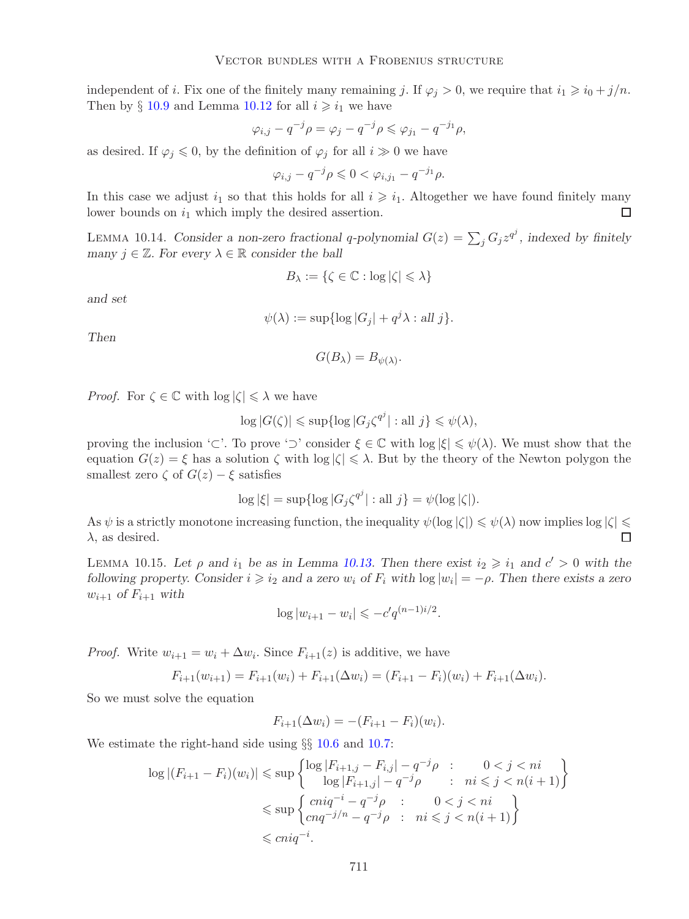independent of $i$. Fix one of the finitely many remaining $j$. If $\varphi_j > 0$, we require that $i_1 \geqslant i_0 + j/n$. Then by § 10.9 and Lemma 10.12 for all $i \geqslant i_1$ we have

$$\varphi_{i,j} - q^{-j}\rho = \varphi_j - q^{-j}\rho \leqslant \varphi_{j_1} - q^{-j_1}\rho,$$

as desired. If $\varphi_j \leqslant 0$, by the definition of $\varphi_j$ for all $i \gg 0$ we have

$$\varphi_{i,j} - q^{-j}\rho \leqslant 0 < \varphi_{i,j_1} - q^{-j_1}\rho.$$

In this case we adjust $i_1$ so that this holds for all $i \geqslant i_1$. Altogether we have found finitely many lower bounds on $i_1$ which imply the desired assertion. □

Lemma 10.14. *Consider a non-zero fractional $q$-polynomial $G(z) = \sum_j G_j z^{q^j}$, indexed by finitely many $j \in \mathbb{Z}$. For every $\lambda \in \mathbb{R}$ consider the ball*

$$B_\lambda := \{\zeta \in \mathbb{C} : \log|\zeta| \leqslant \lambda\}$$

*and set*

$$\psi(\lambda) := \sup\{\log|G_j| + q^j\lambda : \textit{all } j\}.$$

*Then*

$$G(B_\lambda) = B_{\psi(\lambda)}.$$

*Proof.* For $\zeta \in \mathbb{C}$ with $\log|\zeta| \leqslant \lambda$ we have

$$\log|G(\zeta)| \leqslant \sup\{\log|G_j\zeta^{q^j}| : \text{all } j\} \leqslant \psi(\lambda),$$

proving the inclusion '$\subset$'. To prove '$\supset$' consider $\xi \in \mathbb{C}$ with $\log|\xi| \leqslant \psi(\lambda)$. We must show that the equation $G(z) = \xi$ has a solution $\zeta$ with $\log|\zeta| \leqslant \lambda$. But by the theory of the Newton polygon the smallest zero $\zeta$ of $G(z) - \xi$ satisfies

$$\log|\xi| = \sup\{\log|G_j\zeta^{q^j}| : \text{all } j\} = \psi(\log|\zeta|).$$

As $\psi$ is a strictly monotone increasing function, the inequality $\psi(\log|\zeta|) \leqslant \psi(\lambda)$ now implies $\log|\zeta| \leqslant \lambda$, as desired. □

Lemma 10.15. *Let $\rho$ and $i_1$ be as in Lemma 10.13. Then there exist $i_2 \geqslant i_1$ and $c' > 0$ with the following property. Consider $i \geqslant i_2$ and a zero $w_i$ of $F_i$ with $\log|w_i| = -\rho$. Then there exists a zero $w_{i+1}$ of $F_{i+1}$ with*

$$\log|w_{i+1} - w_i| \leqslant -c' q^{(n-1)i/2}.$$

*Proof.* Write $w_{i+1} = w_i + \Delta w_i$. Since $F_{i+1}(z)$ is additive, we have

$$F_{i+1}(w_{i+1}) = F_{i+1}(w_i) + F_{i+1}(\Delta w_i) = (F_{i+1} - F_i)(w_i) + F_{i+1}(\Delta w_i).$$

So we must solve the equation

$$F_{i+1}(\Delta w_i) = -(F_{i+1} - F_i)(w_i).$$

We estimate the right-hand side using §§ 10.6 and 10.7:

$$\begin{aligned}
\log|(F_{i+1} - F_i)(w_i)| &\leqslant \sup\left\{\begin{matrix} \log|F_{i+1,j} - F_{i,j}| - q^{-j}\rho & : & 0 < j < ni \\ \log|F_{i+1,j}| - q^{-j}\rho & : & ni \leqslant j < n(i+1) \end{matrix}\right\} \\
&\leqslant \sup\left\{\begin{matrix} cniq^{-i} - q^{-j}\rho & : & 0 < j < ni \\ cnq^{-j/n} - q^{-j}\rho & : & ni \leqslant j < n(i+1) \end{matrix}\right\} \\
&\leqslant cniq^{-i}.
\end{aligned}$$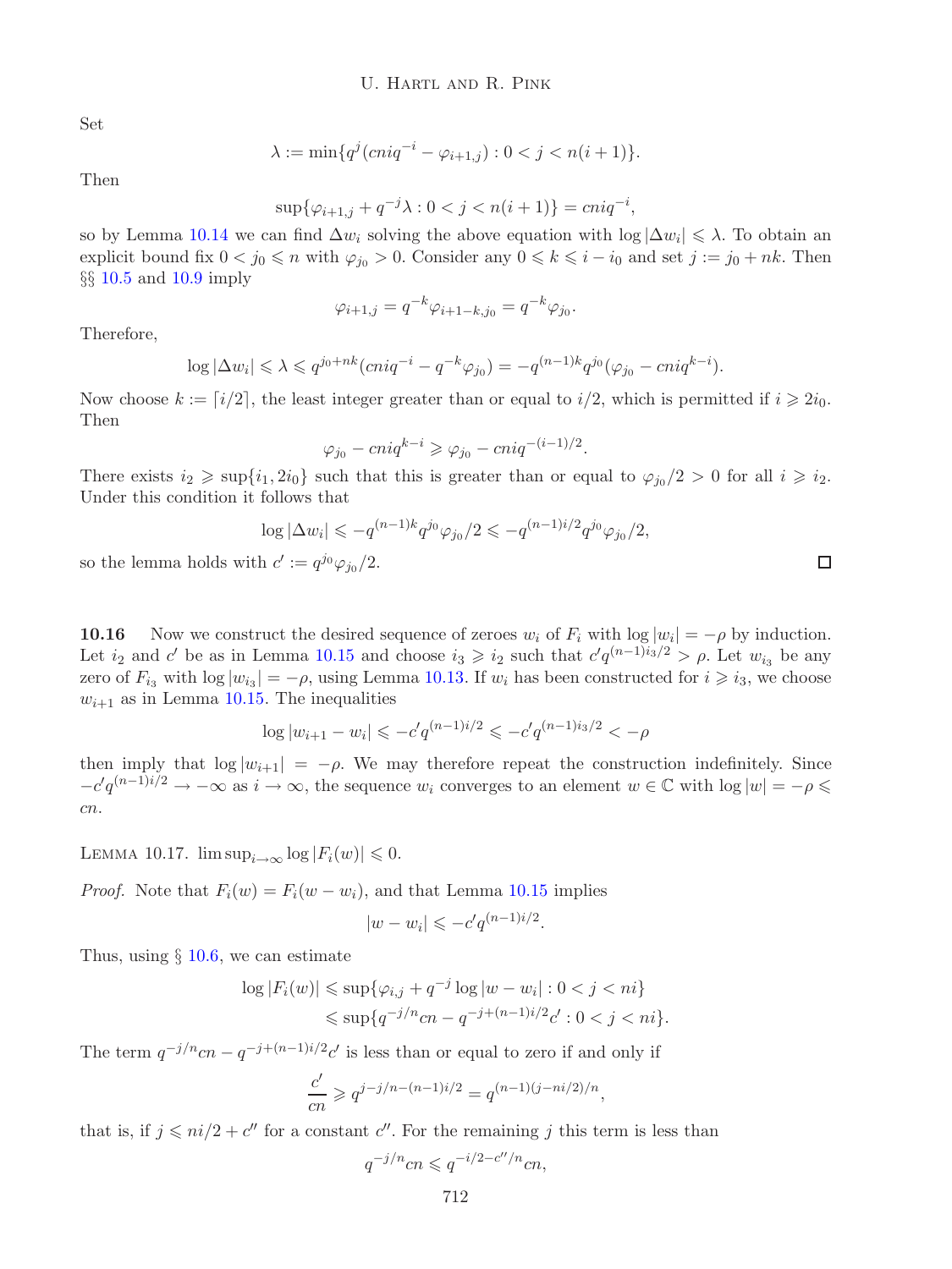Set

$$\lambda := \min\{q^j(cniq^{-i} - \varphi_{i+1,j}) : 0 < j < n(i+1)\}.$$

Then

$$\sup\{\varphi_{i+1,j} + q^{-j}\lambda : 0 < j < n(i+1)\} = cniq^{-i},$$

so by Lemma 10.14 we can find $\Delta w_i$ solving the above equation with $\log|\Delta w_i| \leqslant \lambda$. To obtain an explicit bound fix $0 < j_0 \leqslant n$ with $\varphi_{j_0} > 0$. Consider any $0 \leqslant k \leqslant i - i_0$ and set $j := j_0 + nk$. Then §§ 10.5 and 10.9 imply

$$\varphi_{i+1,j} = q^{-k}\varphi_{i+1-k,j_0} = q^{-k}\varphi_{j_0}.$$

Therefore,

$$\log|\Delta w_i| \leqslant \lambda \leqslant q^{j_0+nk}(cniq^{-i} - q^{-k}\varphi_{j_0}) = -q^{(n-1)k}q^{j_0}(\varphi_{j_0} - cniq^{k-i}).$$

Now choose $k := \lceil i/2 \rceil$, the least integer greater than or equal to $i/2$, which is permitted if $i \geqslant 2i_0$. Then

$$\varphi_{j_0} - cniq^{k-i} \geqslant \varphi_{j_0} - cniq^{-(i-1)/2}.$$

There exists $i_2 \geqslant \sup\{i_1, 2i_0\}$ such that this is greater than or equal to $\varphi_{j_0}/2 > 0$ for all $i \geqslant i_2$. Under this condition it follows that

$$\log|\Delta w_i| \leqslant -q^{(n-1)k}q^{j_0}\varphi_{j_0}/2 \leqslant -q^{(n-1)i/2}q^{j_0}\varphi_{j_0}/2,$$

so the lemma holds with $c' := q^{j_0}\varphi_{j_0}/2$. □

**10.16** Now we construct the desired sequence of zeroes $w_i$ of $F_i$ with $\log|w_i| = -\rho$ by induction. Let $i_2$ and $c'$ be as in Lemma 10.15 and choose $i_3 \geqslant i_2$ such that $c'q^{(n-1)i_3/2} > \rho$. Let $w_{i_3}$ be any zero of $F_{i_3}$ with $\log|w_{i_3}| = -\rho$, using Lemma 10.13. If $w_i$ has been constructed for $i \geqslant i_3$, we choose $w_{i+1}$ as in Lemma 10.15. The inequalities

$$\log|w_{i+1} - w_i| \leqslant -c'q^{(n-1)i/2} \leqslant -c'q^{(n-1)i_3/2} < -\rho$$

then imply that $\log|w_{i+1}| = -\rho$. We may therefore repeat the construction indefinitely. Since $-c'q^{(n-1)i/2} \to -\infty$ as $i \to \infty$, the sequence $w_i$ converges to an element $w \in \mathbb{C}$ with $\log|w| = -\rho \leqslant cn$.

Lemma 10.17. $\limsup_{i\to\infty} \log|F_i(w)| \leqslant 0.$

*Proof.* Note that $F_i(w) = F_i(w - w_i)$, and that Lemma 10.15 implies

$$|w - w_i| \leqslant -c'q^{(n-1)i/2}.$$

Thus, using § 10.6, we can estimate

$$\begin{aligned}\log|F_i(w)| &\leqslant \sup\{\varphi_{i,j} + q^{-j}\log|w - w_i| : 0 < j < ni\}\\ &\leqslant \sup\{q^{-j/n}cn - q^{-j+(n-1)i/2}c' : 0 < j < ni\}.\end{aligned}$$

The term $q^{-j/n}cn - q^{-j+(n-1)i/2}c'$ is less than or equal to zero if and only if

$$\frac{c'}{cn} \geqslant q^{j-j/n-(n-1)i/2} = q^{(n-1)(j-ni/2)/n},$$

that is, if $j \leqslant ni/2 + c''$ for a constant $c''$. For the remaining $j$ this term is less than

$$q^{-j/n}cn \leqslant q^{-i/2-c''/n}cn,$$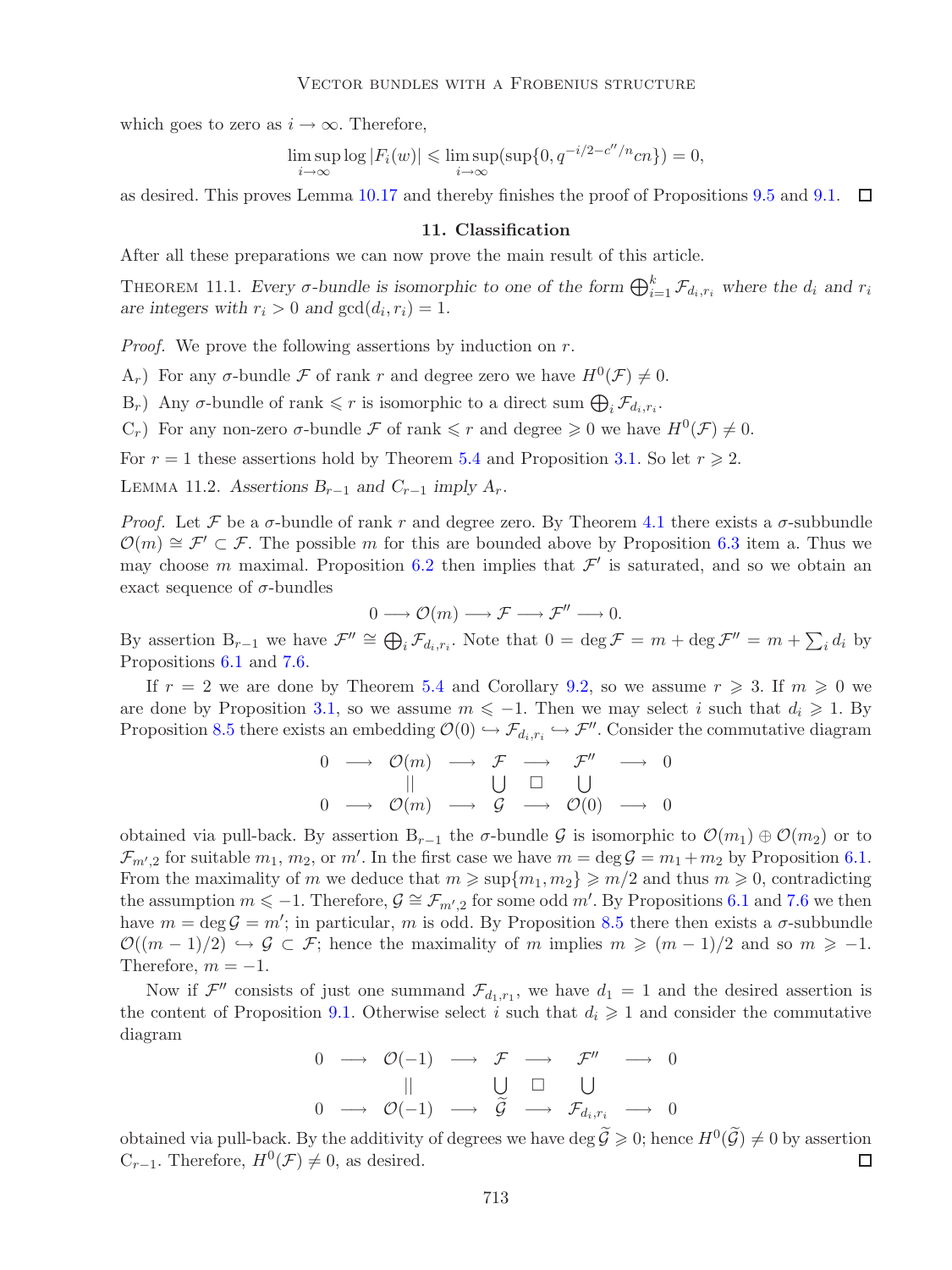which goes to zero as $i \to \infty$. Therefore,

$$\limsup_{i\to\infty} \log |F_i(w)| \leqslant \limsup_{i\to\infty}(\sup\{0, q^{-i/2-c''/n}cn\}) = 0,$$

as desired. This proves Lemma 10.17 and thereby finishes the proof of Propositions 9.5 and 9.1. $\square$

## 11. Classification

After all these preparations we can now prove the main result of this article.

THEOREM 11.1. *Every $\sigma$-bundle is isomorphic to one of the form $\bigoplus_{i=1}^k \mathcal{F}_{d_i,r_i}$ where the $d_i$ and $r_i$ are integers with $r_i > 0$ and $\gcd(d_i, r_i) = 1$.*

*Proof.* We prove the following assertions by induction on $r$.

- $\mathrm{A}_r$) For any $\sigma$-bundle $\mathcal{F}$ of rank $r$ and degree zero we have $H^0(\mathcal{F}) \neq 0$.
- $\mathrm{B}_r$) Any $\sigma$-bundle of rank $\leqslant r$ is isomorphic to a direct sum $\bigoplus_i \mathcal{F}_{d_i,r_i}$.
- $\mathrm{C}_r$) For any non-zero $\sigma$-bundle $\mathcal{F}$ of rank $\leqslant r$ and degree $\geqslant 0$ we have $H^0(\mathcal{F}) \neq 0$.

For $r = 1$ these assertions hold by Theorem 5.4 and Proposition 3.1. So let $r \geqslant 2$.

LEMMA 11.2. *Assertions $\mathrm{B}_{r-1}$ and $\mathrm{C}_{r-1}$ imply $\mathrm{A}_r$.*

*Proof.* Let $\mathcal{F}$ be a $\sigma$-bundle of rank $r$ and degree zero. By Theorem 4.1 there exists a $\sigma$-subbundle $\mathcal{O}(m) \cong \mathcal{F}' \subset \mathcal{F}$. The possible $m$ for this are bounded above by Proposition 6.3 item a. Thus we may choose $m$ maximal. Proposition 6.2 then implies that $\mathcal{F}'$ is saturated, and so we obtain an exact sequence of $\sigma$-bundles

$$0 \longrightarrow \mathcal{O}(m) \longrightarrow \mathcal{F} \longrightarrow \mathcal{F}'' \longrightarrow 0.$$

By assertion $\mathrm{B}_{r-1}$ we have $\mathcal{F}'' \cong \bigoplus_i \mathcal{F}_{d_i,r_i}$. Note that $0 = \deg \mathcal{F} = m + \deg \mathcal{F}'' = m + \sum_i d_i$ by Propositions 6.1 and 7.6.

If $r = 2$ we are done by Theorem 5.4 and Corollary 9.2, so we assume $r \geqslant 3$. If $m \geqslant 0$ we are done by Proposition 3.1, so we assume $m \leqslant -1$. Then we may select $i$ such that $d_i \geqslant 1$. By Proposition 8.5 there exists an embedding $\mathcal{O}(0) \hookrightarrow \mathcal{F}_{d_i,r_i} \hookrightarrow \mathcal{F}''$. Consider the commutative diagram

$$\begin{array}{ccccccccc}
0 & \longrightarrow & \mathcal{O}(m) & \longrightarrow & \mathcal{F} & \longrightarrow & \mathcal{F}'' & \longrightarrow & 0 \\
 & & \| & & \bigcup & \square & \bigcup & & \\
0 & \longrightarrow & \mathcal{O}(m) & \longrightarrow & \mathcal{G} & \longrightarrow & \mathcal{O}(0) & \longrightarrow & 0
\end{array}$$

obtained via pull-back. By assertion $\mathrm{B}_{r-1}$ the $\sigma$-bundle $\mathcal{G}$ is isomorphic to $\mathcal{O}(m_1) \oplus \mathcal{O}(m_2)$ or to $\mathcal{F}_{m',2}$ for suitable $m_1$, $m_2$, or $m'$. In the first case we have $m = \deg \mathcal{G} = m_1 + m_2$ by Proposition 6.1. From the maximality of $m$ we deduce that $m \geqslant \sup\{m_1, m_2\} \geqslant m/2$ and thus $m \geqslant 0$, contradicting the assumption $m \leqslant -1$. Therefore, $\mathcal{G} \cong \mathcal{F}_{m',2}$ for some odd $m'$. By Propositions 6.1 and 7.6 we then have $m = \deg \mathcal{G} = m'$; in particular, $m$ is odd. By Proposition 8.5 there then exists a $\sigma$-subbundle $\mathcal{O}((m-1)/2) \hookrightarrow \mathcal{G} \subset \mathcal{F}$; hence the maximality of $m$ implies $m \geqslant (m-1)/2$ and so $m \geqslant -1$. Therefore, $m = -1$.

Now if $\mathcal{F}''$ consists of just one summand $\mathcal{F}_{d_1,r_1}$, we have $d_1 = 1$ and the desired assertion is the content of Proposition 9.1. Otherwise select $i$ such that $d_i \geqslant 1$ and consider the commutative diagram

$$\begin{array}{ccccccccc}
0 & \longrightarrow & \mathcal{O}(-1) & \longrightarrow & \mathcal{F} & \longrightarrow & \mathcal{F}'' & \longrightarrow & 0 \\
 & & \| & & \bigcup & \square & \bigcup & & \\
0 & \longrightarrow & \mathcal{O}(-1) & \longrightarrow & \widetilde{\mathcal{G}} & \longrightarrow & \mathcal{F}_{d_i,r_i} & \longrightarrow & 0
\end{array}$$

obtained via pull-back. By the additivity of degrees we have $\deg \widetilde{\mathcal{G}} \geqslant 0$; hence $H^0(\widetilde{\mathcal{G}}) \neq 0$ by assertion $\mathrm{C}_{r-1}$. Therefore, $H^0(\mathcal{F}) \neq 0$, as desired. $\square$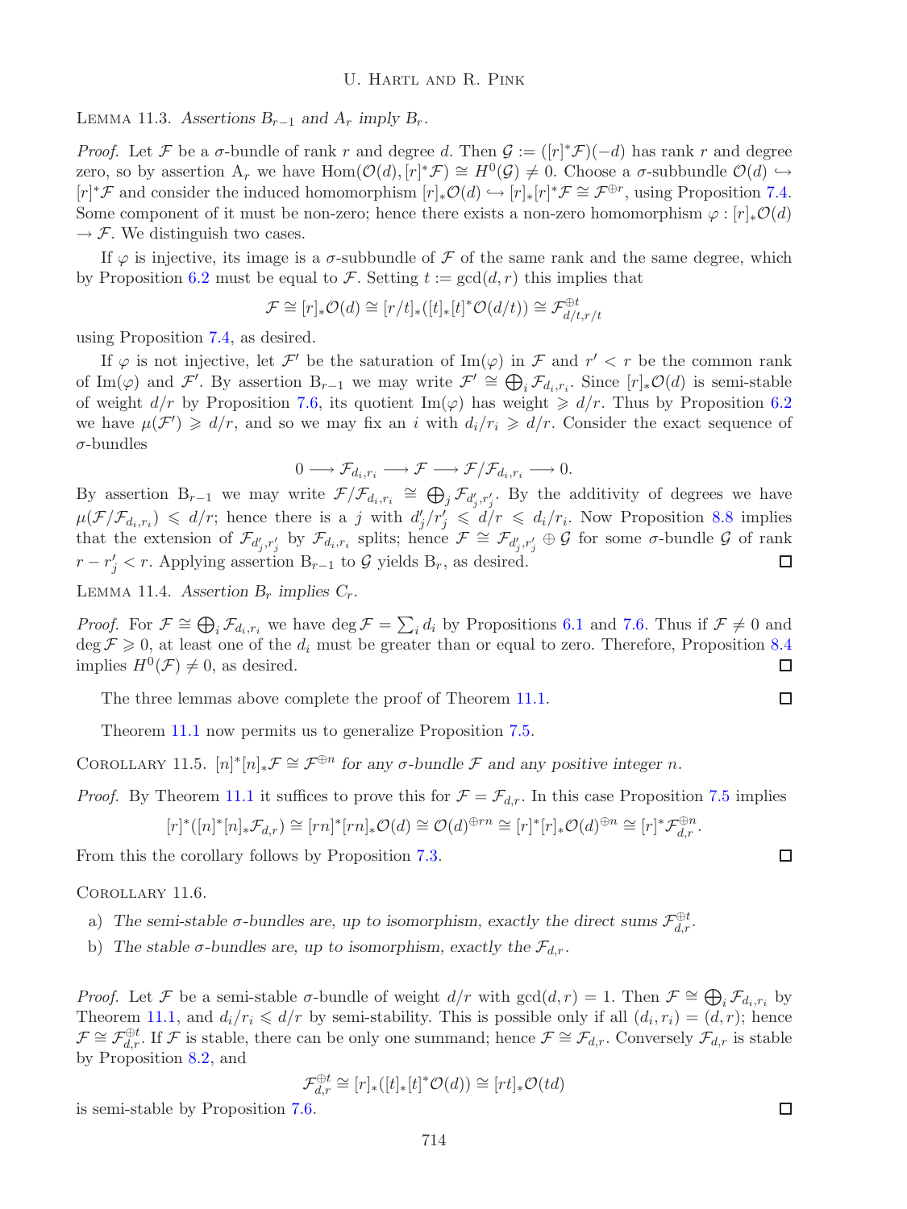LEMMA 11.3. *Assertions* $\mathrm{B}_{r-1}$ *and* $\mathrm{A}_r$ *imply* $\mathrm{B}_r$.

*Proof.* Let $\mathcal{F}$ be a $\sigma$-bundle of rank $r$ and degree $d$. Then $\mathcal{G} := ([r]^*\mathcal{F})(-d)$ has rank $r$ and degree zero, so by assertion $\mathrm{A}_r$ we have $\mathrm{Hom}(\mathcal{O}(d), [r]^*\mathcal{F}) \cong H^0(\mathcal{G}) \neq 0$. Choose a $\sigma$-subbundle $\mathcal{O}(d) \hookrightarrow [r]^*\mathcal{F}$ and consider the induced homomorphism $[r]_*\mathcal{O}(d) \hookrightarrow [r]_*[r]^*\mathcal{F} \cong \mathcal{F}^{\oplus r}$, using Proposition 7.4. Some component of it must be non-zero; hence there exists a non-zero homomorphism $\varphi : [r]_*\mathcal{O}(d) \to \mathcal{F}$. We distinguish two cases.

If $\varphi$ is injective, its image is a $\sigma$-subbundle of $\mathcal{F}$ of the same rank and the same degree, which by Proposition 6.2 must be equal to $\mathcal{F}$. Setting $t := \gcd(d, r)$ this implies that

$$\mathcal{F} \cong [r]_*\mathcal{O}(d) \cong [r/t]_*([t]_*[t]^*\mathcal{O}(d/t)) \cong \mathcal{F}_{d/t,r/t}^{\oplus t}$$

using Proposition 7.4, as desired.

If $\varphi$ is not injective, let $\mathcal{F}'$ be the saturation of $\mathrm{Im}(\varphi)$ in $\mathcal{F}$ and $r' < r$ be the common rank of $\mathrm{Im}(\varphi)$ and $\mathcal{F}'$. By assertion $\mathrm{B}_{r-1}$ we may write $\mathcal{F}' \cong \bigoplus_i \mathcal{F}_{d_i,r_i}$. Since $[r]_*\mathcal{O}(d)$ is semi-stable of weight $d/r$ by Proposition 7.6, its quotient $\mathrm{Im}(\varphi)$ has weight $\geqslant d/r$. Thus by Proposition 6.2 we have $\mu(\mathcal{F}') \geqslant d/r$, and so we may fix an $i$ with $d_i/r_i \geqslant d/r$. Consider the exact sequence of $\sigma$-bundles

$$0 \longrightarrow \mathcal{F}_{d_i,r_i} \longrightarrow \mathcal{F} \longrightarrow \mathcal{F}/\mathcal{F}_{d_i,r_i} \longrightarrow 0.$$

By assertion $\mathrm{B}_{r-1}$ we may write $\mathcal{F}/\mathcal{F}_{d_i,r_i} \cong \bigoplus_j \mathcal{F}_{d'_j,r'_j}$. By the additivity of degrees we have $\mu(\mathcal{F}/\mathcal{F}_{d_i,r_i}) \leqslant d/r$; hence there is a $j$ with $d'_j/r'_j \leqslant d/r \leqslant d_i/r_i$. Now Proposition 8.8 implies that the extension of $\mathcal{F}_{d'_j,r'_j}$ by $\mathcal{F}_{d_i,r_i}$ splits; hence $\mathcal{F} \cong \mathcal{F}_{d'_j,r'_j} \oplus \mathcal{G}$ for some $\sigma$-bundle $\mathcal{G}$ of rank $r - r'_j < r$. Applying assertion $\mathrm{B}_{r-1}$ to $\mathcal{G}$ yields $\mathrm{B}_r$, as desired. ☐

LEMMA 11.4. *Assertion* $\mathrm{B}_r$ *implies* $\mathrm{C}_r$.

*Proof.* For $\mathcal{F} \cong \bigoplus_i \mathcal{F}_{d_i,r_i}$ we have $\deg \mathcal{F} = \sum_i d_i$ by Propositions 6.1 and 7.6. Thus if $\mathcal{F} \neq 0$ and $\deg \mathcal{F} \geqslant 0$, at least one of the $d_i$ must be greater than or equal to zero. Therefore, Proposition 8.4 implies $H^0(\mathcal{F}) \neq 0$, as desired. ☐

The three lemmas above complete the proof of Theorem 11.1. ☐

Theorem 11.1 now permits us to generalize Proposition 7.5.

COROLLARY 11.5. $[n]^*[n]_*\mathcal{F} \cong \mathcal{F}^{\oplus n}$ *for any* $\sigma$*-bundle* $\mathcal{F}$ *and any positive integer* $n$.

*Proof.* By Theorem 11.1 it suffices to prove this for $\mathcal{F} = \mathcal{F}_{d,r}$. In this case Proposition 7.5 implies

$$[r]^*([n]^*[n]_*\mathcal{F}_{d,r}) \cong [rn]^*[rn]_*\mathcal{O}(d) \cong \mathcal{O}(d)^{\oplus rn} \cong [r]^*[r]_*\mathcal{O}(d)^{\oplus n} \cong [r]^*\mathcal{F}_{d,r}^{\oplus n}.$$

From this the corollary follows by Proposition 7.3. ☐

COROLLARY 11.6.

a) *The semi-stable* $\sigma$*-bundles are, up to isomorphism, exactly the direct sums* $\mathcal{F}_{d,r}^{\oplus t}$.

b) *The stable* $\sigma$*-bundles are, up to isomorphism, exactly the* $\mathcal{F}_{d,r}$.

*Proof.* Let $\mathcal{F}$ be a semi-stable $\sigma$-bundle of weight $d/r$ with $\gcd(d, r) = 1$. Then $\mathcal{F} \cong \bigoplus_i \mathcal{F}_{d_i,r_i}$ by Theorem 11.1, and $d_i/r_i \leqslant d/r$ by semi-stability. This is possible only if all $(d_i, r_i) = (d, r)$; hence $\mathcal{F} \cong \mathcal{F}_{d,r}^{\oplus t}$. If $\mathcal{F}$ is stable, there can be only one summand; hence $\mathcal{F} \cong \mathcal{F}_{d,r}$. Conversely $\mathcal{F}_{d,r}$ is stable by Proposition 8.2, and

$$\mathcal{F}_{d,r}^{\oplus t} \cong [r]_*([t]_*[t]^*\mathcal{O}(d)) \cong [rt]_*\mathcal{O}(td)$$

is semi-stable by Proposition 7.6. ☐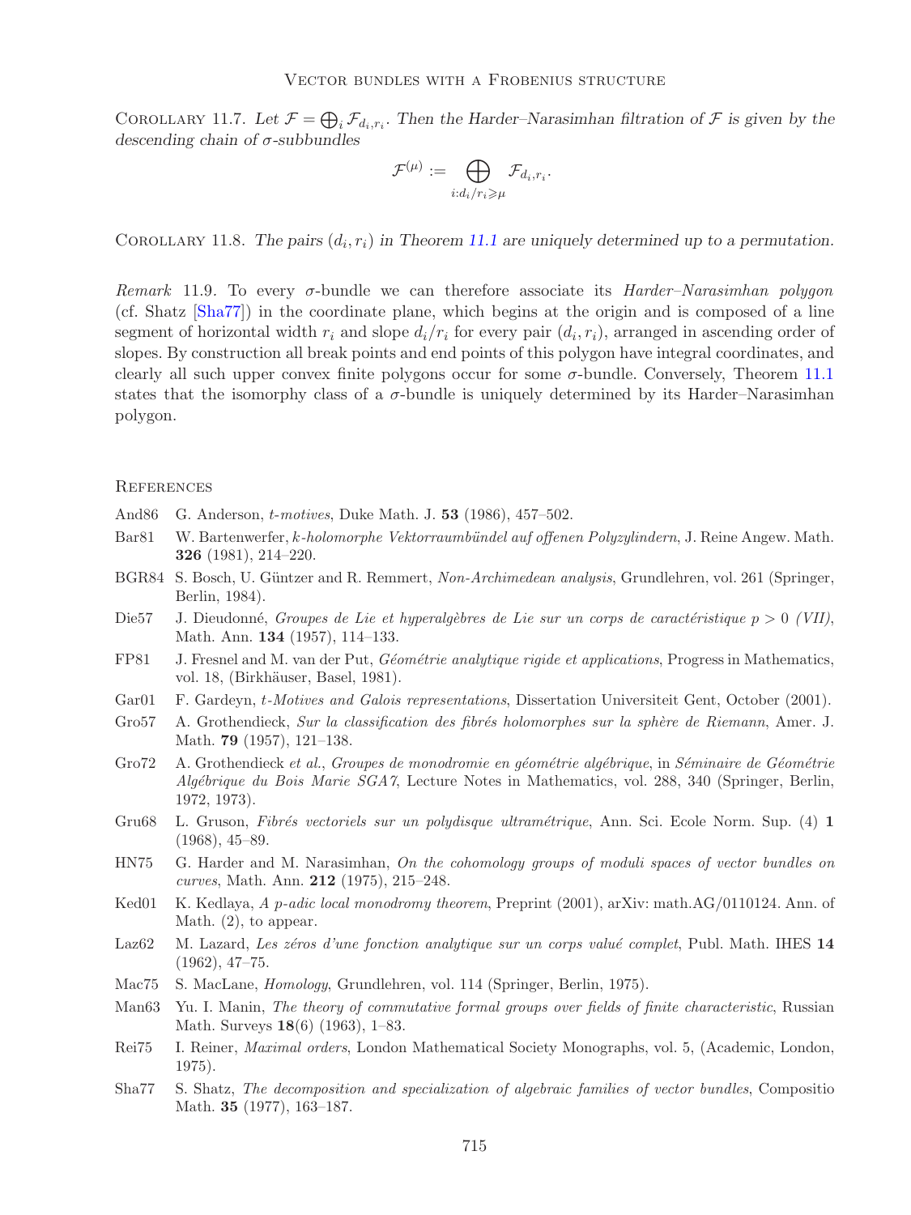Corollary 11.7. *Let $\mathcal{F} = \bigoplus_i \mathcal{F}_{d_i,r_i}$. Then the Harder–Narasimhan filtration of $\mathcal{F}$ is given by the descending chain of $\sigma$-subbundles*

$$\mathcal{F}^{(\mu)} := \bigoplus_{i:d_i/r_i \geqslant \mu} \mathcal{F}_{d_i,r_i}.$$

Corollary 11.8. *The pairs $(d_i, r_i)$ in Theorem 11.1 are uniquely determined up to a permutation.*

*Remark* 11.9. To every $\sigma$-bundle we can therefore associate its *Harder–Narasimhan polygon* (cf. Shatz [Sha77]) in the coordinate plane, which begins at the origin and is composed of a line segment of horizontal width $r_i$ and slope $d_i/r_i$ for every pair $(d_i, r_i)$, arranged in ascending order of slopes. By construction all break points and end points of this polygon have integral coordinates, and clearly all such upper convex finite polygons occur for some $\sigma$-bundle. Conversely, Theorem 11.1 states that the isomorphy class of a $\sigma$-bundle is uniquely determined by its Harder–Narasimhan polygon.

## References

- And86 G. Anderson, *t-motives*, Duke Math. J. **53** (1986), 457–502.
- Bar81 W. Bartenwerfer, *k-holomorphe Vektorraumbündel auf offenen Polyzylindern*, J. Reine Angew. Math. **326** (1981), 214–220.
- BGR84 S. Bosch, U. Güntzer and R. Remmert, *Non-Archimedean analysis*, Grundlehren, vol. 261 (Springer, Berlin, 1984).
- Die57 J. Dieudonné, *Groupes de Lie et hyperalgèbres de Lie sur un corps de caractéristique $p > 0$ (VII)*, Math. Ann. **134** (1957), 114–133.
- FP81 J. Fresnel and M. van der Put, *Géométrie analytique rigide et applications*, Progress in Mathematics, vol. 18, (Birkhäuser, Basel, 1981).
- Gar01 F. Gardeyn, *t-Motives and Galois representations*, Dissertation Universiteit Gent, October (2001).
- Gro57 A. Grothendieck, *Sur la classification des fibrés holomorphes sur la sphère de Riemann*, Amer. J. Math. **79** (1957), 121–138.
- Gro72 A. Grothendieck *et al.*, *Groupes de monodromie en géométrie algébrique*, in *Séminaire de Géométrie Algébrique du Bois Marie SGA7*, Lecture Notes in Mathematics, vol. 288, 340 (Springer, Berlin, 1972, 1973).
- Gru68 L. Gruson, *Fibrés vectoriels sur un polydisque ultramétrique*, Ann. Sci. Ecole Norm. Sup. (4) **1** (1968), 45–89.
- HN75 G. Harder and M. Narasimhan, *On the cohomology groups of moduli spaces of vector bundles on curves*, Math. Ann. **212** (1975), 215–248.
- Ked01 K. Kedlaya, *A p-adic local monodromy theorem*, Preprint (2001), arXiv: math.AG/0110124. Ann. of Math. (2), to appear.
- Laz62 M. Lazard, *Les zéros d'une fonction analytique sur un corps valué complet*, Publ. Math. IHES **14** (1962), 47–75.
- Mac75 S. MacLane, *Homology*, Grundlehren, vol. 114 (Springer, Berlin, 1975).
- Man63 Yu. I. Manin, *The theory of commutative formal groups over fields of finite characteristic*, Russian Math. Surveys **18**(6) (1963), 1–83.
- Rei75 I. Reiner, *Maximal orders*, London Mathematical Society Monographs, vol. 5, (Academic, London, 1975).
- Sha77 S. Shatz, *The decomposition and specialization of algebraic families of vector bundles*, Compositio Math. **35** (1977), 163–187.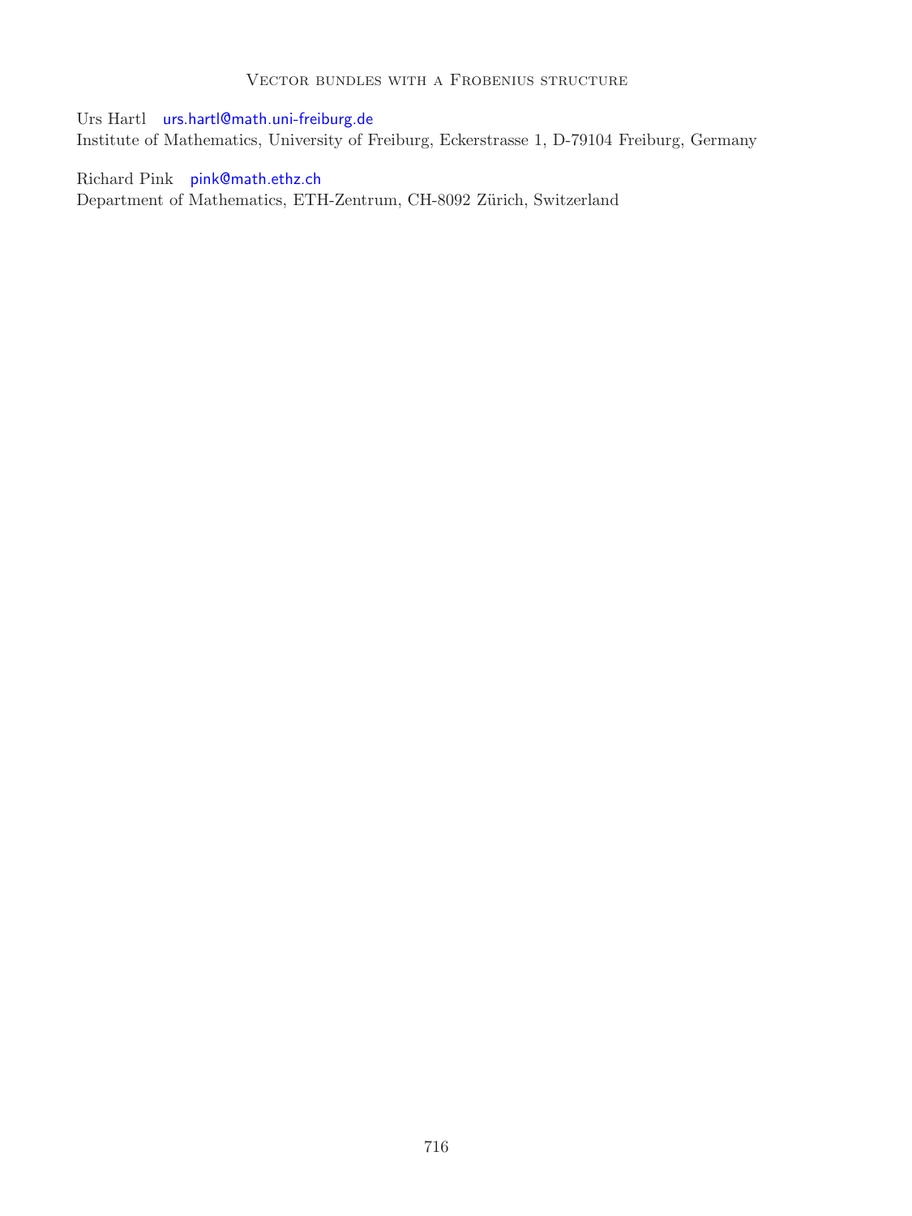Vector bundles with a Frobenius structure

Urs Hartl   urs.hartl@math.uni-freiburg.de
Institute of Mathematics, University of Freiburg, Eckerstrasse 1, D-79104 Freiburg, Germany

Richard Pink   pink@math.ethz.ch
Department of Mathematics, ETH-Zentrum, CH-8092 Zürich, Switzerland